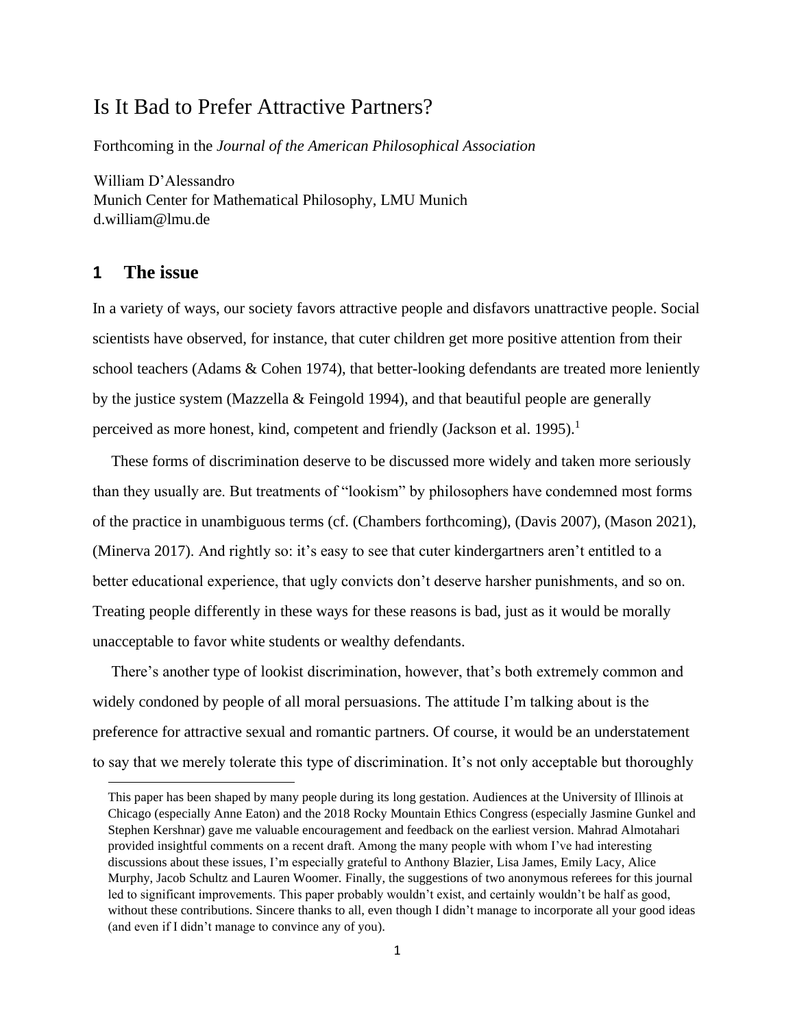# Is It Bad to Prefer Attractive Partners?

Forthcoming in the *Journal of the American Philosophical Association*

William D'Alessandro
Munich Center for Mathematical Philosophy, LMU Munich
d.william@lmu.de

## 1 The issue

In a variety of ways, our society favors attractive people and disfavors unattractive people. Social scientists have observed, for instance, that cuter children get more positive attention from their school teachers (Adams & Cohen 1974), that better-looking defendants are treated more leniently by the justice system (Mazzella & Feingold 1994), and that beautiful people are generally perceived as more honest, kind, competent and friendly (Jackson et al. 1995).[1]

These forms of discrimination deserve to be discussed more widely and taken more seriously than they usually are. But treatments of "lookism" by philosophers have condemned most forms of the practice in unambiguous terms (cf. (Chambers forthcoming), (Davis 2007), (Mason 2021), (Minerva 2017). And rightly so: it's easy to see that cuter kindergartners aren't entitled to a better educational experience, that ugly convicts don't deserve harsher punishments, and so on. Treating people differently in these ways for these reasons is bad, just as it would be morally unacceptable to favor white students or wealthy defendants.

There's another type of lookist discrimination, however, that's both extremely common and widely condoned by people of all moral persuasions. The attitude I'm talking about is the preference for attractive sexual and romantic partners. Of course, it would be an understatement to say that we merely tolerate this type of discrimination. It's not only acceptable but thoroughly

---

This paper has been shaped by many people during its long gestation. Audiences at the University of Illinois at Chicago (especially Anne Eaton) and the 2018 Rocky Mountain Ethics Congress (especially Jasmine Gunkel and Stephen Kershnar) gave me valuable encouragement and feedback on the earliest version. Mahrad Almotahari provided insightful comments on a recent draft. Among the many people with whom I've had interesting discussions about these issues, I'm especially grateful to Anthony Blazier, Lisa James, Emily Lacy, Alice Murphy, Jacob Schultz and Lauren Woomer. Finally, the suggestions of two anonymous referees for this journal led to significant improvements. This paper probably wouldn't exist, and certainly wouldn't be half as good, without these contributions. Sincere thanks to all, even though I didn't manage to incorporate all your good ideas (and even if I didn't manage to convince any of you).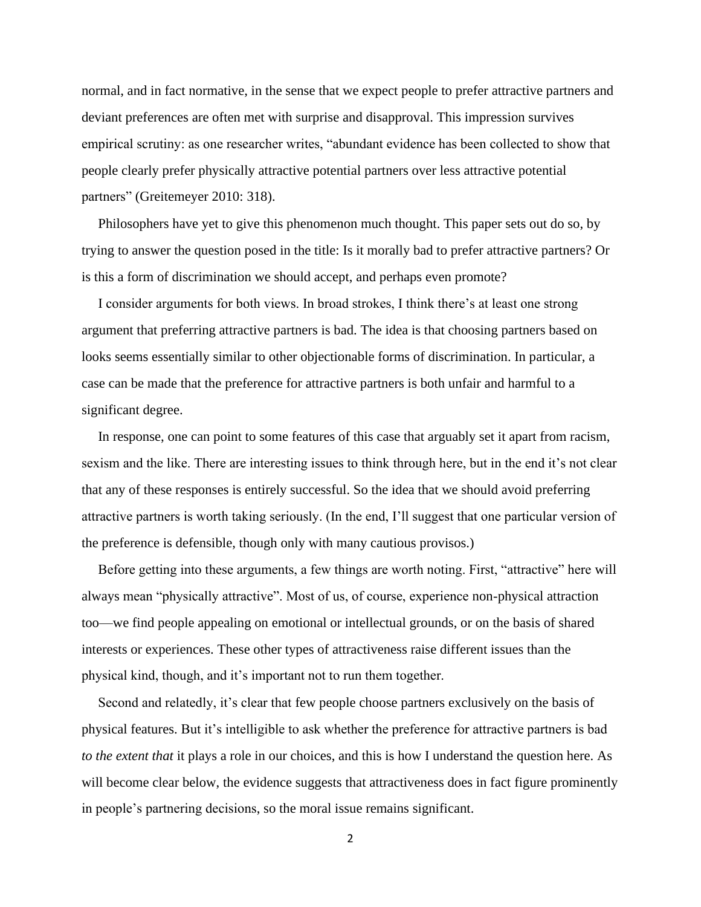normal, and in fact normative, in the sense that we expect people to prefer attractive partners and deviant preferences are often met with surprise and disapproval. This impression survives empirical scrutiny: as one researcher writes, "abundant evidence has been collected to show that people clearly prefer physically attractive potential partners over less attractive potential partners" (Greitemeyer 2010: 318).

Philosophers have yet to give this phenomenon much thought. This paper sets out do so, by trying to answer the question posed in the title: Is it morally bad to prefer attractive partners? Or is this a form of discrimination we should accept, and perhaps even promote?

I consider arguments for both views. In broad strokes, I think there's at least one strong argument that preferring attractive partners is bad. The idea is that choosing partners based on looks seems essentially similar to other objectionable forms of discrimination. In particular, a case can be made that the preference for attractive partners is both unfair and harmful to a significant degree.

In response, one can point to some features of this case that arguably set it apart from racism, sexism and the like. There are interesting issues to think through here, but in the end it's not clear that any of these responses is entirely successful. So the idea that we should avoid preferring attractive partners is worth taking seriously. (In the end, I'll suggest that one particular version of the preference is defensible, though only with many cautious provisos.)

Before getting into these arguments, a few things are worth noting. First, "attractive" here will always mean "physically attractive". Most of us, of course, experience non-physical attraction too—we find people appealing on emotional or intellectual grounds, or on the basis of shared interests or experiences. These other types of attractiveness raise different issues than the physical kind, though, and it's important not to run them together.

Second and relatedly, it's clear that few people choose partners exclusively on the basis of physical features. But it's intelligible to ask whether the preference for attractive partners is bad *to the extent that* it plays a role in our choices, and this is how I understand the question here. As will become clear below, the evidence suggests that attractiveness does in fact figure prominently in people's partnering decisions, so the moral issue remains significant.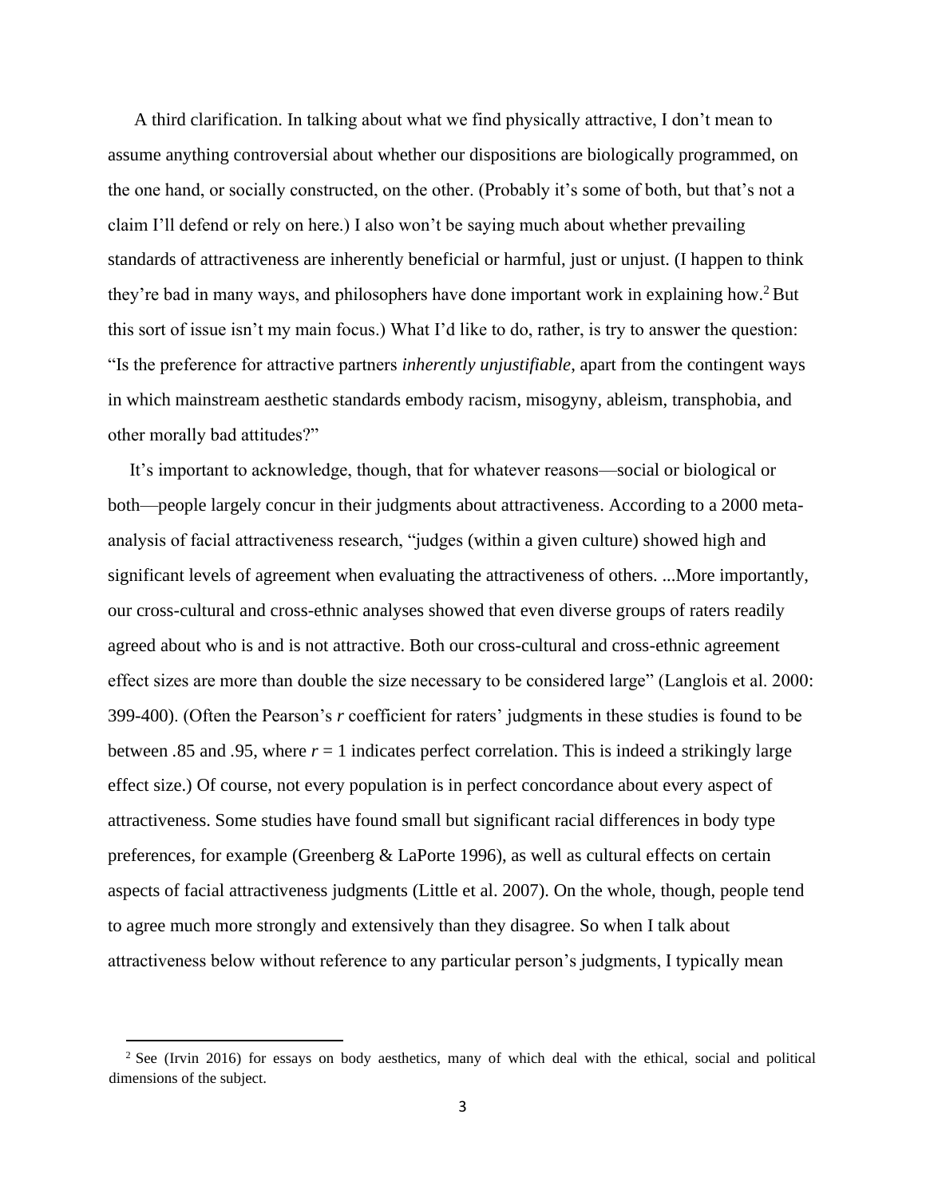A third clarification. In talking about what we find physically attractive, I don't mean to assume anything controversial about whether our dispositions are biologically programmed, on the one hand, or socially constructed, on the other. (Probably it's some of both, but that's not a claim I'll defend or rely on here.) I also won't be saying much about whether prevailing standards of attractiveness are inherently beneficial or harmful, just or unjust. (I happen to think they're bad in many ways, and philosophers have done important work in explaining how.[2] But this sort of issue isn't my main focus.) What I'd like to do, rather, is try to answer the question: "Is the preference for attractive partners *inherently unjustifiable*, apart from the contingent ways in which mainstream aesthetic standards embody racism, misogyny, ableism, transphobia, and other morally bad attitudes?"

It's important to acknowledge, though, that for whatever reasons—social or biological or both—people largely concur in their judgments about attractiveness. According to a 2000 meta-analysis of facial attractiveness research, "judges (within a given culture) showed high and significant levels of agreement when evaluating the attractiveness of others. ...More importantly, our cross-cultural and cross-ethnic analyses showed that even diverse groups of raters readily agreed about who is and is not attractive. Both our cross-cultural and cross-ethnic agreement effect sizes are more than double the size necessary to be considered large" (Langlois et al. 2000: 399-400). (Often the Pearson's $r$ coefficient for raters' judgments in these studies is found to be between .85 and .95, where $r = 1$ indicates perfect correlation. This is indeed a strikingly large effect size.) Of course, not every population is in perfect concordance about every aspect of attractiveness. Some studies have found small but significant racial differences in body type preferences, for example (Greenberg & LaPorte 1996), as well as cultural effects on certain aspects of facial attractiveness judgments (Little et al. 2007). On the whole, though, people tend to agree much more strongly and extensively than they disagree. So when I talk about attractiveness below without reference to any particular person's judgments, I typically mean

[2] See (Irvin 2016) for essays on body aesthetics, many of which deal with the ethical, social and political dimensions of the subject.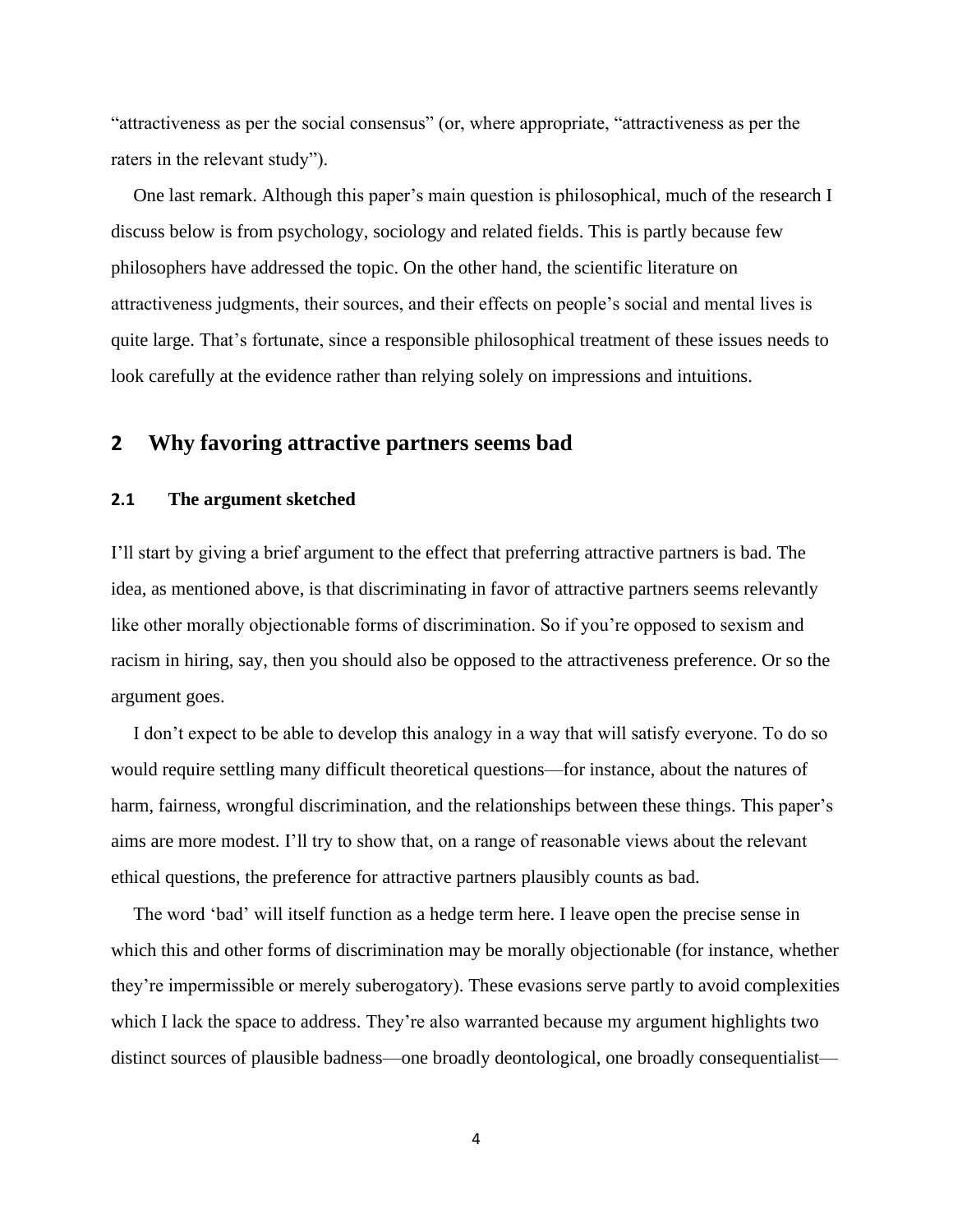"attractiveness as per the social consensus" (or, where appropriate, "attractiveness as per the raters in the relevant study").

One last remark. Although this paper's main question is philosophical, much of the research I discuss below is from psychology, sociology and related fields. This is partly because few philosophers have addressed the topic. On the other hand, the scientific literature on attractiveness judgments, their sources, and their effects on people's social and mental lives is quite large. That's fortunate, since a responsible philosophical treatment of these issues needs to look carefully at the evidence rather than relying solely on impressions and intuitions.

## 2 Why favoring attractive partners seems bad

### 2.1 The argument sketched

I'll start by giving a brief argument to the effect that preferring attractive partners is bad. The idea, as mentioned above, is that discriminating in favor of attractive partners seems relevantly like other morally objectionable forms of discrimination. So if you're opposed to sexism and racism in hiring, say, then you should also be opposed to the attractiveness preference. Or so the argument goes.

I don't expect to be able to develop this analogy in a way that will satisfy everyone. To do so would require settling many difficult theoretical questions—for instance, about the natures of harm, fairness, wrongful discrimination, and the relationships between these things. This paper's aims are more modest. I'll try to show that, on a range of reasonable views about the relevant ethical questions, the preference for attractive partners plausibly counts as bad.

The word 'bad' will itself function as a hedge term here. I leave open the precise sense in which this and other forms of discrimination may be morally objectionable (for instance, whether they're impermissible or merely suberogatory). These evasions serve partly to avoid complexities which I lack the space to address. They're also warranted because my argument highlights two distinct sources of plausible badness—one broadly deontological, one broadly consequentialist—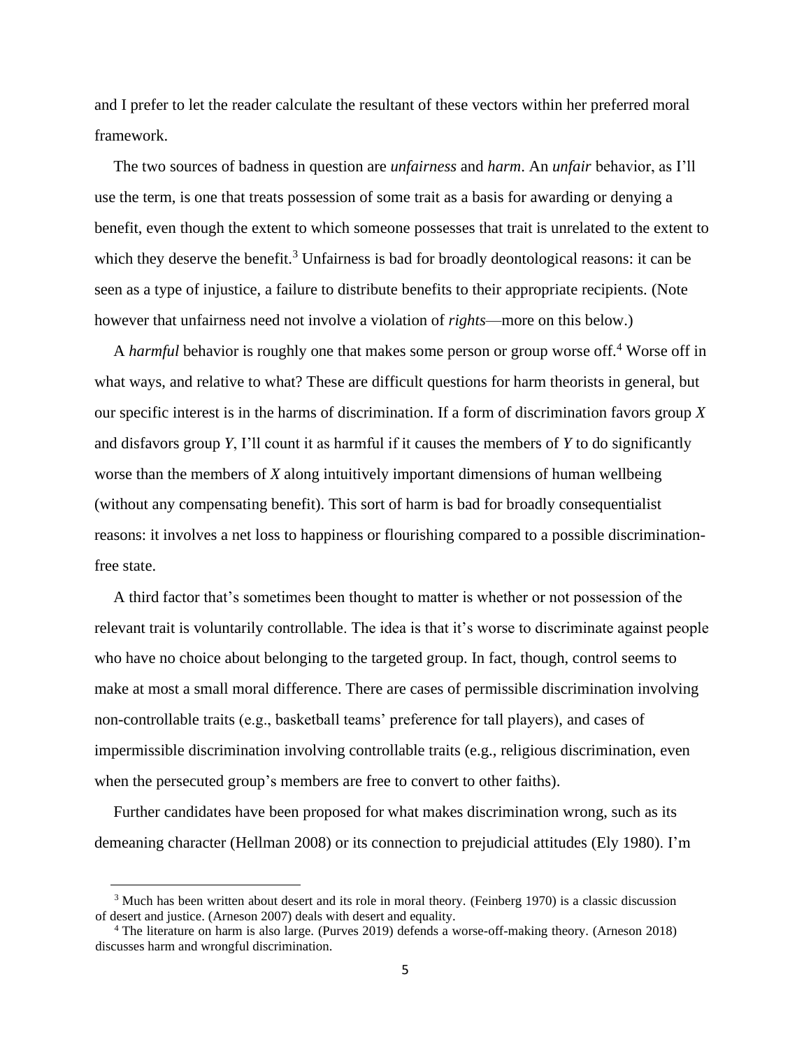and I prefer to let the reader calculate the resultant of these vectors within her preferred moral framework.

The two sources of badness in question are *unfairness* and *harm*. An *unfair* behavior, as I'll use the term, is one that treats possession of some trait as a basis for awarding or denying a benefit, even though the extent to which someone possesses that trait is unrelated to the extent to which they deserve the benefit.[3] Unfairness is bad for broadly deontological reasons: it can be seen as a type of injustice, a failure to distribute benefits to their appropriate recipients. (Note however that unfairness need not involve a violation of *rights*—more on this below.)

A *harmful* behavior is roughly one that makes some person or group worse off.[4] Worse off in what ways, and relative to what? These are difficult questions for harm theorists in general, but our specific interest is in the harms of discrimination. If a form of discrimination favors group *X* and disfavors group *Y*, I'll count it as harmful if it causes the members of *Y* to do significantly worse than the members of *X* along intuitively important dimensions of human wellbeing (without any compensating benefit). This sort of harm is bad for broadly consequentialist reasons: it involves a net loss to happiness or flourishing compared to a possible discrimination-free state.

A third factor that's sometimes been thought to matter is whether or not possession of the relevant trait is voluntarily controllable. The idea is that it's worse to discriminate against people who have no choice about belonging to the targeted group. In fact, though, control seems to make at most a small moral difference. There are cases of permissible discrimination involving non-controllable traits (e.g., basketball teams' preference for tall players), and cases of impermissible discrimination involving controllable traits (e.g., religious discrimination, even when the persecuted group's members are free to convert to other faiths).

Further candidates have been proposed for what makes discrimination wrong, such as its demeaning character (Hellman 2008) or its connection to prejudicial attitudes (Ely 1980). I'm

---

[3] Much has been written about desert and its role in moral theory. (Feinberg 1970) is a classic discussion of desert and justice. (Arneson 2007) deals with desert and equality.

[4] The literature on harm is also large. (Purves 2019) defends a worse-off-making theory. (Arneson 2018) discusses harm and wrongful discrimination.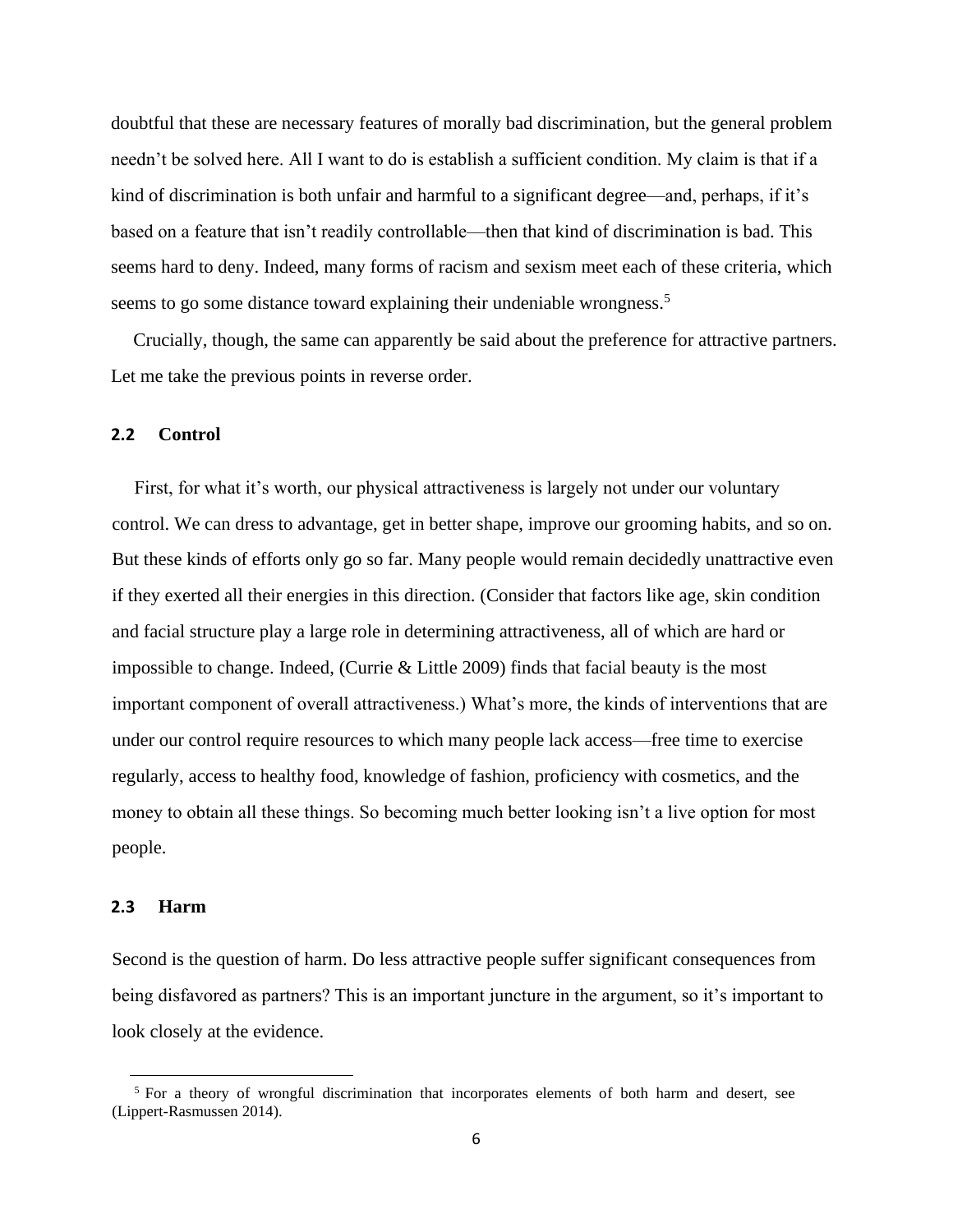doubtful that these are necessary features of morally bad discrimination, but the general problem needn't be solved here. All I want to do is establish a sufficient condition. My claim is that if a kind of discrimination is both unfair and harmful to a significant degree—and, perhaps, if it's based on a feature that isn't readily controllable—then that kind of discrimination is bad. This seems hard to deny. Indeed, many forms of racism and sexism meet each of these criteria, which seems to go some distance toward explaining their undeniable wrongness.[5]

Crucially, though, the same can apparently be said about the preference for attractive partners. Let me take the previous points in reverse order.

## 2.2 Control

First, for what it's worth, our physical attractiveness is largely not under our voluntary control. We can dress to advantage, get in better shape, improve our grooming habits, and so on. But these kinds of efforts only go so far. Many people would remain decidedly unattractive even if they exerted all their energies in this direction. (Consider that factors like age, skin condition and facial structure play a large role in determining attractiveness, all of which are hard or impossible to change. Indeed, (Currie & Little 2009) finds that facial beauty is the most important component of overall attractiveness.) What's more, the kinds of interventions that are under our control require resources to which many people lack access—free time to exercise regularly, access to healthy food, knowledge of fashion, proficiency with cosmetics, and the money to obtain all these things. So becoming much better looking isn't a live option for most people.

## 2.3 Harm

Second is the question of harm. Do less attractive people suffer significant consequences from being disfavored as partners? This is an important juncture in the argument, so it's important to look closely at the evidence.

[5] For a theory of wrongful discrimination that incorporates elements of both harm and desert, see (Lippert-Rasmussen 2014).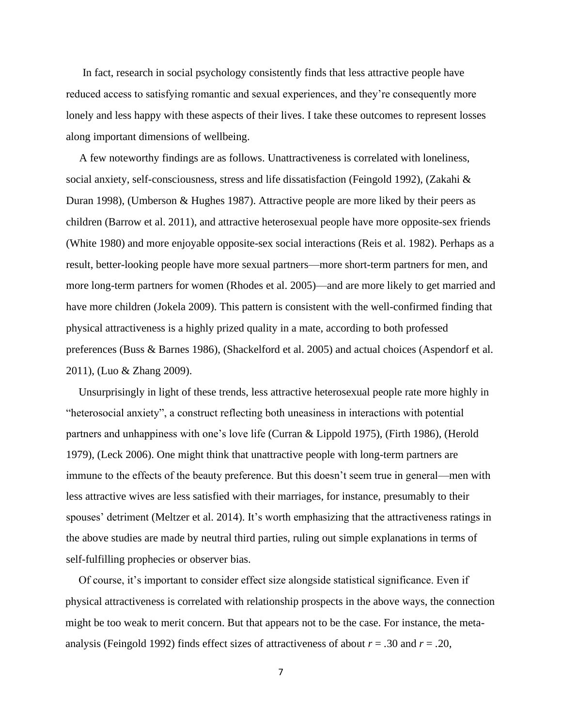In fact, research in social psychology consistently finds that less attractive people have reduced access to satisfying romantic and sexual experiences, and they're consequently more lonely and less happy with these aspects of their lives. I take these outcomes to represent losses along important dimensions of wellbeing.

A few noteworthy findings are as follows. Unattractiveness is correlated with loneliness, social anxiety, self-consciousness, stress and life dissatisfaction (Feingold 1992), (Zakahi & Duran 1998), (Umberson & Hughes 1987). Attractive people are more liked by their peers as children (Barrow et al. 2011), and attractive heterosexual people have more opposite-sex friends (White 1980) and more enjoyable opposite-sex social interactions (Reis et al. 1982). Perhaps as a result, better-looking people have more sexual partners—more short-term partners for men, and more long-term partners for women (Rhodes et al. 2005)—and are more likely to get married and have more children (Jokela 2009). This pattern is consistent with the well-confirmed finding that physical attractiveness is a highly prized quality in a mate, according to both professed preferences (Buss & Barnes 1986), (Shackelford et al. 2005) and actual choices (Aspendorf et al. 2011), (Luo & Zhang 2009).

Unsurprisingly in light of these trends, less attractive heterosexual people rate more highly in "heterosocial anxiety", a construct reflecting both uneasiness in interactions with potential partners and unhappiness with one's love life (Curran & Lippold 1975), (Firth 1986), (Herold 1979), (Leck 2006). One might think that unattractive people with long-term partners are immune to the effects of the beauty preference. But this doesn't seem true in general—men with less attractive wives are less satisfied with their marriages, for instance, presumably to their spouses' detriment (Meltzer et al. 2014). It's worth emphasizing that the attractiveness ratings in the above studies are made by neutral third parties, ruling out simple explanations in terms of self-fulfilling prophecies or observer bias.

Of course, it's important to consider effect size alongside statistical significance. Even if physical attractiveness is correlated with relationship prospects in the above ways, the connection might be too weak to merit concern. But that appears not to be the case. For instance, the meta-analysis (Feingold 1992) finds effect sizes of attractiveness of about $r = .30$ and $r = .20$,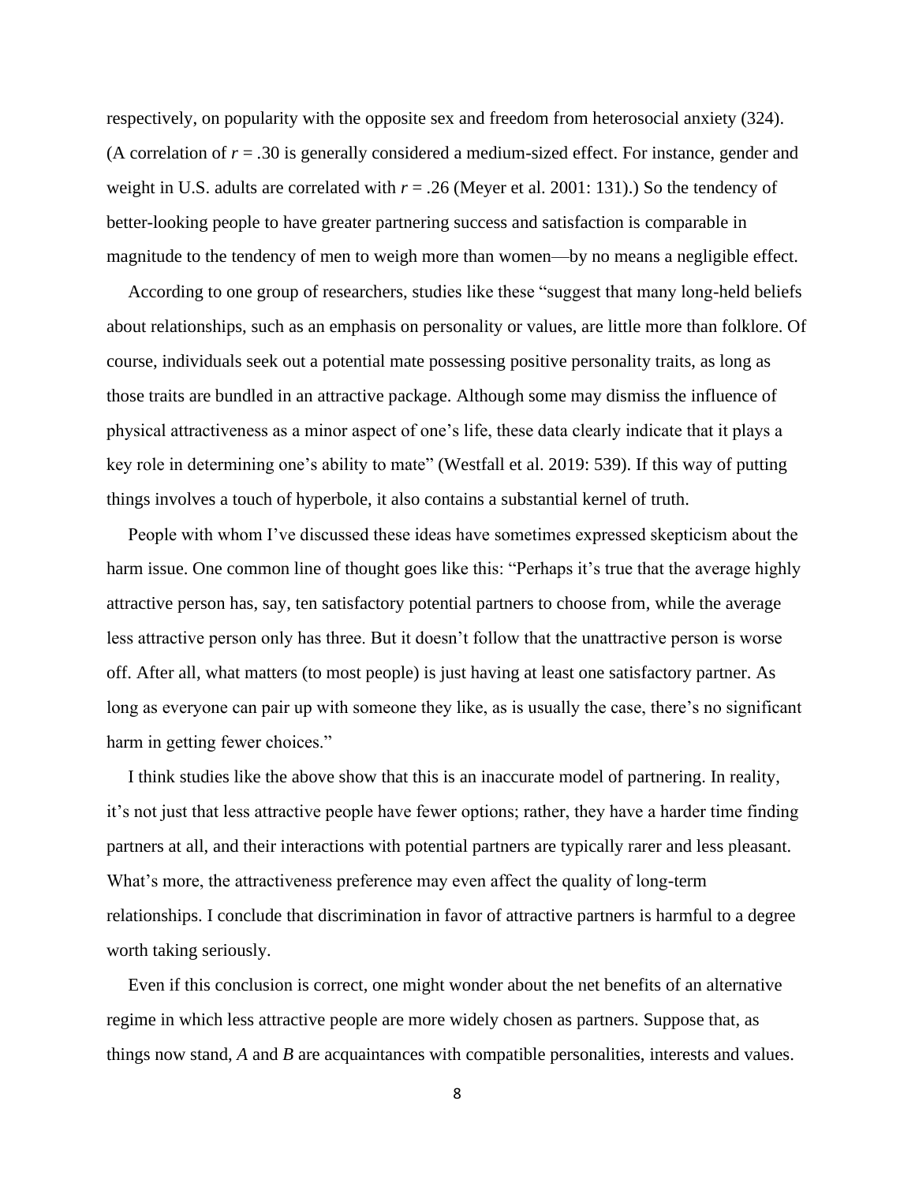respectively, on popularity with the opposite sex and freedom from heterosocial anxiety (324). (A correlation of $r = .30$ is generally considered a medium-sized effect. For instance, gender and weight in U.S. adults are correlated with $r = .26$ (Meyer et al. 2001: 131).) So the tendency of better-looking people to have greater partnering success and satisfaction is comparable in magnitude to the tendency of men to weigh more than women—by no means a negligible effect.

According to one group of researchers, studies like these "suggest that many long-held beliefs about relationships, such as an emphasis on personality or values, are little more than folklore. Of course, individuals seek out a potential mate possessing positive personality traits, as long as those traits are bundled in an attractive package. Although some may dismiss the influence of physical attractiveness as a minor aspect of one's life, these data clearly indicate that it plays a key role in determining one's ability to mate" (Westfall et al. 2019: 539). If this way of putting things involves a touch of hyperbole, it also contains a substantial kernel of truth.

People with whom I've discussed these ideas have sometimes expressed skepticism about the harm issue. One common line of thought goes like this: "Perhaps it's true that the average highly attractive person has, say, ten satisfactory potential partners to choose from, while the average less attractive person only has three. But it doesn't follow that the unattractive person is worse off. After all, what matters (to most people) is just having at least one satisfactory partner. As long as everyone can pair up with someone they like, as is usually the case, there's no significant harm in getting fewer choices."

I think studies like the above show that this is an inaccurate model of partnering. In reality, it's not just that less attractive people have fewer options; rather, they have a harder time finding partners at all, and their interactions with potential partners are typically rarer and less pleasant. What's more, the attractiveness preference may even affect the quality of long-term relationships. I conclude that discrimination in favor of attractive partners is harmful to a degree worth taking seriously.

Even if this conclusion is correct, one might wonder about the net benefits of an alternative regime in which less attractive people are more widely chosen as partners. Suppose that, as things now stand, *A* and *B* are acquaintances with compatible personalities, interests and values.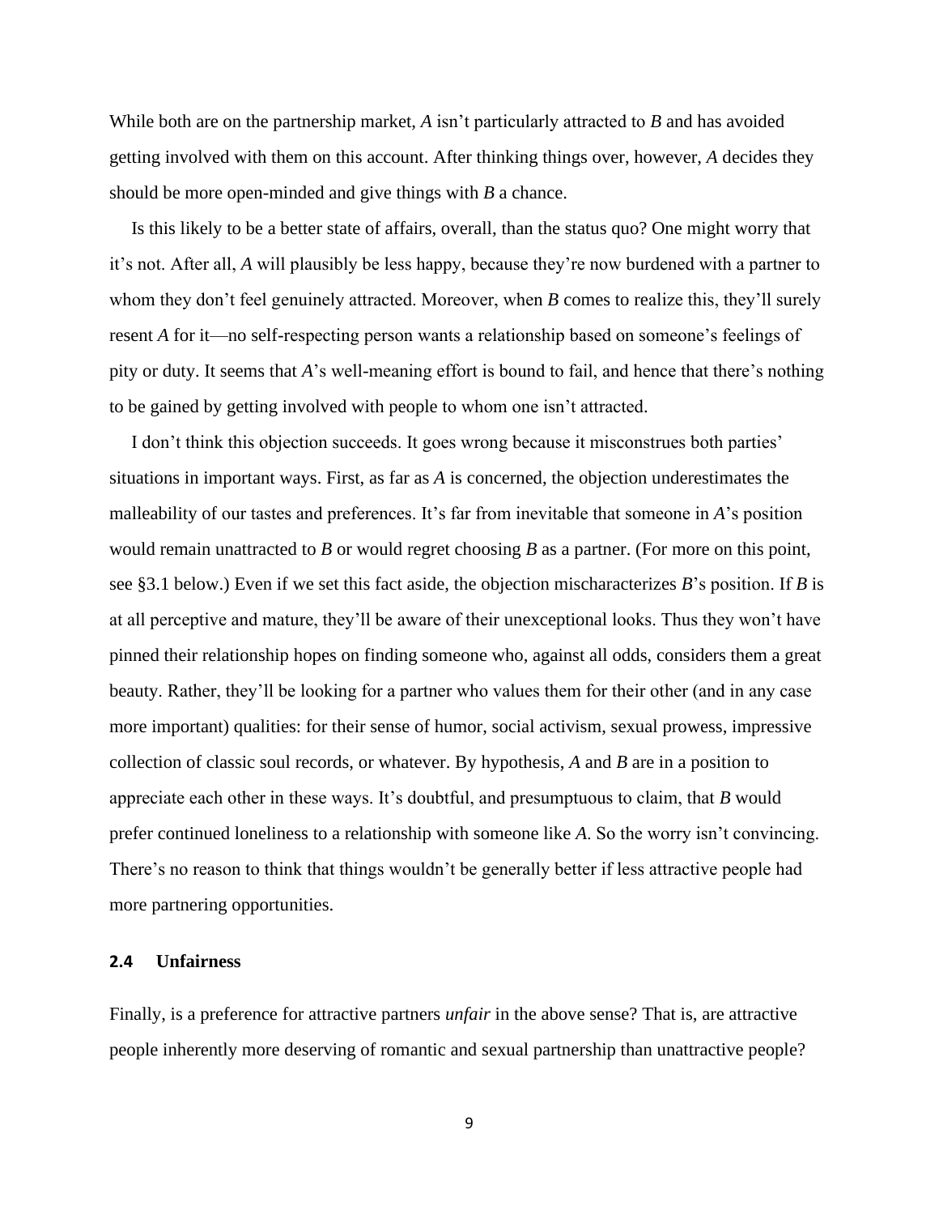While both are on the partnership market, *A* isn't particularly attracted to *B* and has avoided getting involved with them on this account. After thinking things over, however, *A* decides they should be more open-minded and give things with *B* a chance.

Is this likely to be a better state of affairs, overall, than the status quo? One might worry that it's not. After all, *A* will plausibly be less happy, because they're now burdened with a partner to whom they don't feel genuinely attracted. Moreover, when *B* comes to realize this, they'll surely resent *A* for it—no self-respecting person wants a relationship based on someone's feelings of pity or duty. It seems that *A*'s well-meaning effort is bound to fail, and hence that there's nothing to be gained by getting involved with people to whom one isn't attracted.

I don't think this objection succeeds. It goes wrong because it misconstrues both parties' situations in important ways. First, as far as *A* is concerned, the objection underestimates the malleability of our tastes and preferences. It's far from inevitable that someone in *A*'s position would remain unattracted to *B* or would regret choosing *B* as a partner. (For more on this point, see §3.1 below.) Even if we set this fact aside, the objection mischaracterizes *B*'s position. If *B* is at all perceptive and mature, they'll be aware of their unexceptional looks. Thus they won't have pinned their relationship hopes on finding someone who, against all odds, considers them a great beauty. Rather, they'll be looking for a partner who values them for their other (and in any case more important) qualities: for their sense of humor, social activism, sexual prowess, impressive collection of classic soul records, or whatever. By hypothesis, *A* and *B* are in a position to appreciate each other in these ways. It's doubtful, and presumptuous to claim, that *B* would prefer continued loneliness to a relationship with someone like *A*. So the worry isn't convincing. There's no reason to think that things wouldn't be generally better if less attractive people had more partnering opportunities.

### 2.4 Unfairness

Finally, is a preference for attractive partners *unfair* in the above sense? That is, are attractive people inherently more deserving of romantic and sexual partnership than unattractive people?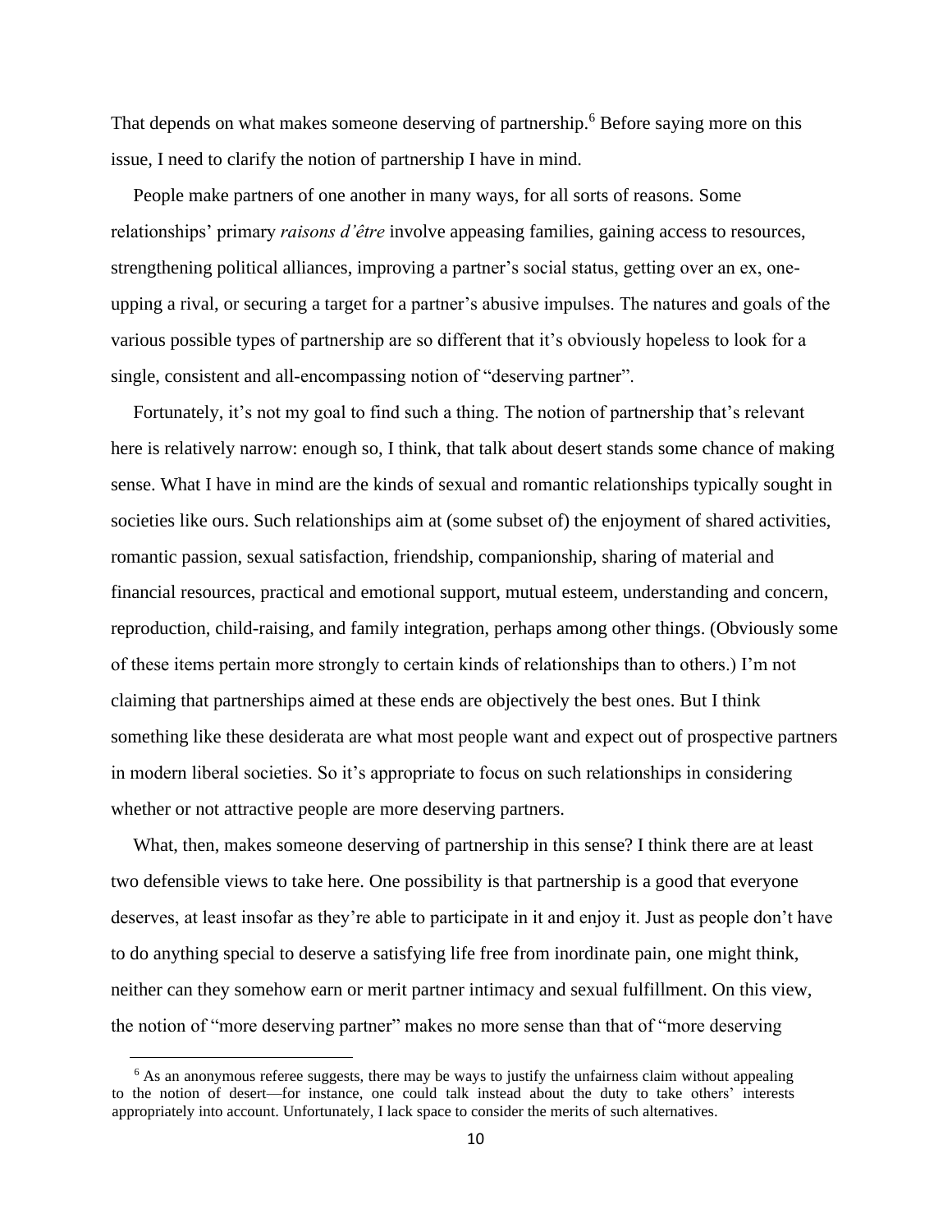That depends on what makes someone deserving of partnership.[6] Before saying more on this issue, I need to clarify the notion of partnership I have in mind.

People make partners of one another in many ways, for all sorts of reasons. Some relationships' primary *raisons d'être* involve appeasing families, gaining access to resources, strengthening political alliances, improving a partner's social status, getting over an ex, one-upping a rival, or securing a target for a partner's abusive impulses. The natures and goals of the various possible types of partnership are so different that it's obviously hopeless to look for a single, consistent and all-encompassing notion of "deserving partner".

Fortunately, it's not my goal to find such a thing. The notion of partnership that's relevant here is relatively narrow: enough so, I think, that talk about desert stands some chance of making sense. What I have in mind are the kinds of sexual and romantic relationships typically sought in societies like ours. Such relationships aim at (some subset of) the enjoyment of shared activities, romantic passion, sexual satisfaction, friendship, companionship, sharing of material and financial resources, practical and emotional support, mutual esteem, understanding and concern, reproduction, child-raising, and family integration, perhaps among other things. (Obviously some of these items pertain more strongly to certain kinds of relationships than to others.) I'm not claiming that partnerships aimed at these ends are objectively the best ones. But I think something like these desiderata are what most people want and expect out of prospective partners in modern liberal societies. So it's appropriate to focus on such relationships in considering whether or not attractive people are more deserving partners.

What, then, makes someone deserving of partnership in this sense? I think there are at least two defensible views to take here. One possibility is that partnership is a good that everyone deserves, at least insofar as they're able to participate in it and enjoy it. Just as people don't have to do anything special to deserve a satisfying life free from inordinate pain, one might think, neither can they somehow earn or merit partner intimacy and sexual fulfillment. On this view, the notion of "more deserving partner" makes no more sense than that of "more deserving

[6] As an anonymous referee suggests, there may be ways to justify the unfairness claim without appealing to the notion of desert—for instance, one could talk instead about the duty to take others' interests appropriately into account. Unfortunately, I lack space to consider the merits of such alternatives.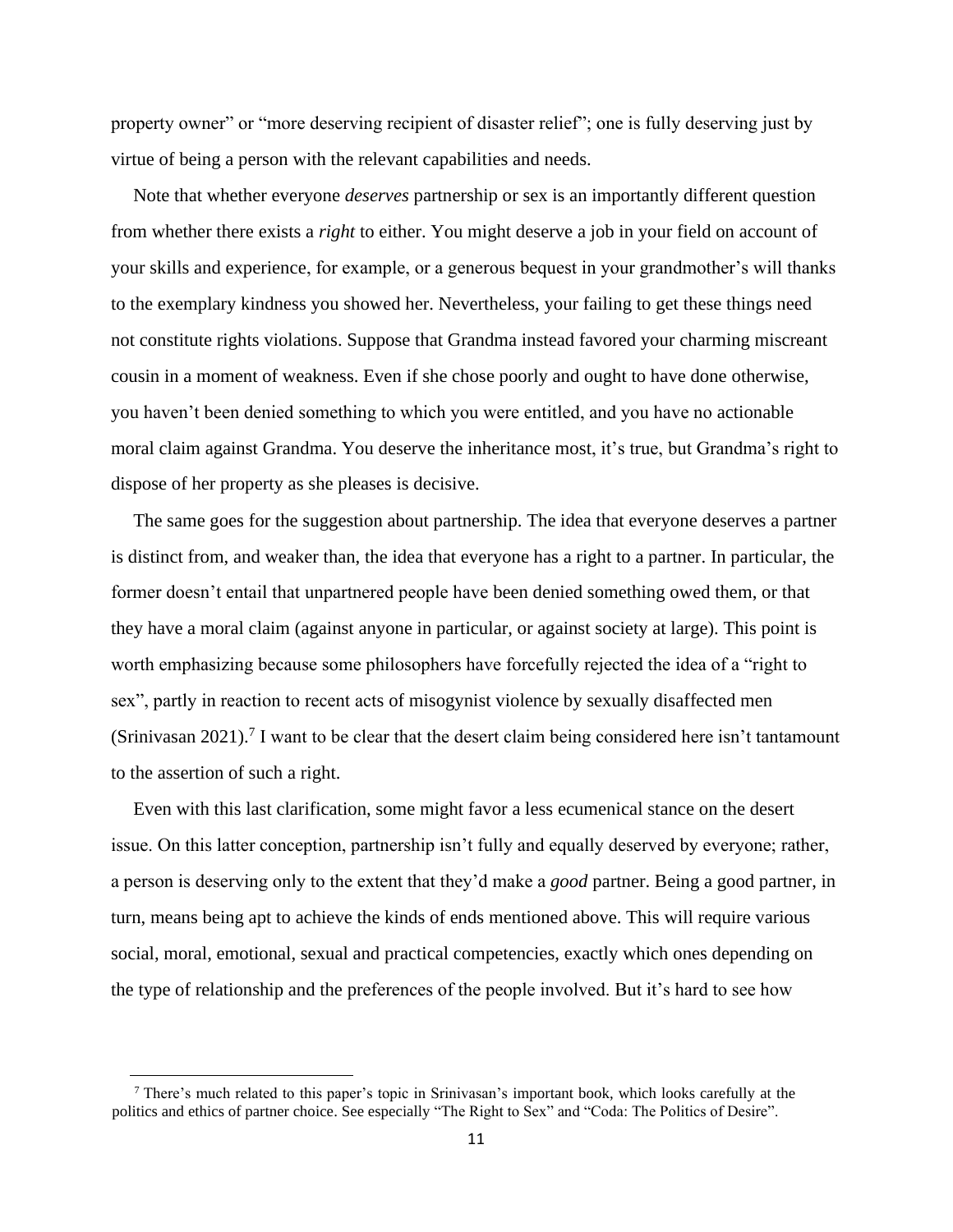property owner" or "more deserving recipient of disaster relief"; one is fully deserving just by virtue of being a person with the relevant capabilities and needs.

Note that whether everyone *deserves* partnership or sex is an importantly different question from whether there exists a *right* to either. You might deserve a job in your field on account of your skills and experience, for example, or a generous bequest in your grandmother's will thanks to the exemplary kindness you showed her. Nevertheless, your failing to get these things need not constitute rights violations. Suppose that Grandma instead favored your charming miscreant cousin in a moment of weakness. Even if she chose poorly and ought to have done otherwise, you haven't been denied something to which you were entitled, and you have no actionable moral claim against Grandma. You deserve the inheritance most, it's true, but Grandma's right to dispose of her property as she pleases is decisive.

The same goes for the suggestion about partnership. The idea that everyone deserves a partner is distinct from, and weaker than, the idea that everyone has a right to a partner. In particular, the former doesn't entail that unpartnered people have been denied something owed them, or that they have a moral claim (against anyone in particular, or against society at large). This point is worth emphasizing because some philosophers have forcefully rejected the idea of a "right to sex", partly in reaction to recent acts of misogynist violence by sexually disaffected men (Srinivasan 2021).[7] I want to be clear that the desert claim being considered here isn't tantamount to the assertion of such a right.

Even with this last clarification, some might favor a less ecumenical stance on the desert issue. On this latter conception, partnership isn't fully and equally deserved by everyone; rather, a person is deserving only to the extent that they'd make a *good* partner. Being a good partner, in turn, means being apt to achieve the kinds of ends mentioned above. This will require various social, moral, emotional, sexual and practical competencies, exactly which ones depending on the type of relationship and the preferences of the people involved. But it's hard to see how

[7] There's much related to this paper's topic in Srinivasan's important book, which looks carefully at the politics and ethics of partner choice. See especially "The Right to Sex" and "Coda: The Politics of Desire".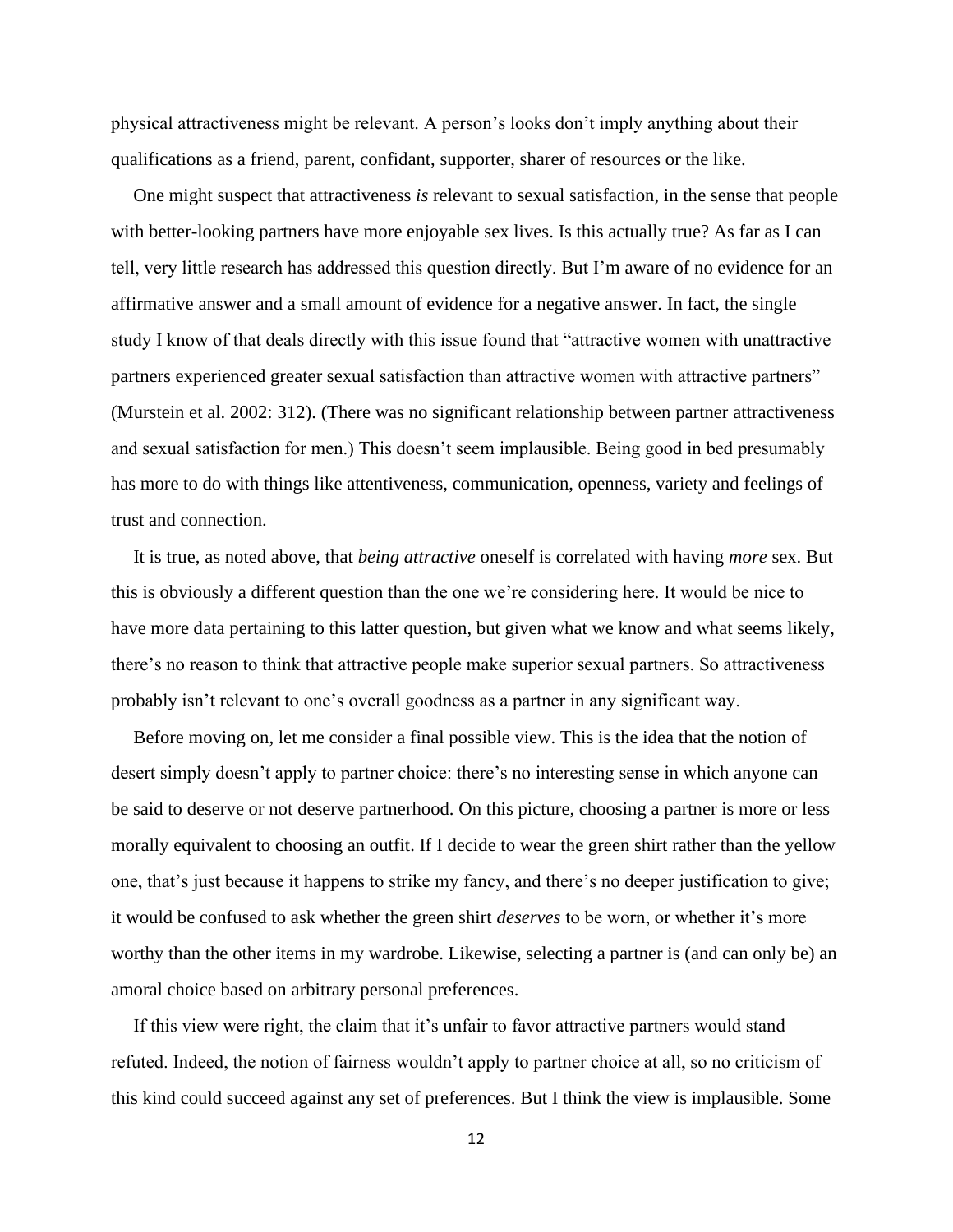physical attractiveness might be relevant. A person's looks don't imply anything about their qualifications as a friend, parent, confidant, supporter, sharer of resources or the like.

One might suspect that attractiveness *is* relevant to sexual satisfaction, in the sense that people with better-looking partners have more enjoyable sex lives. Is this actually true? As far as I can tell, very little research has addressed this question directly. But I'm aware of no evidence for an affirmative answer and a small amount of evidence for a negative answer. In fact, the single study I know of that deals directly with this issue found that "attractive women with unattractive partners experienced greater sexual satisfaction than attractive women with attractive partners" (Murstein et al. 2002: 312). (There was no significant relationship between partner attractiveness and sexual satisfaction for men.) This doesn't seem implausible. Being good in bed presumably has more to do with things like attentiveness, communication, openness, variety and feelings of trust and connection.

It is true, as noted above, that *being attractive* oneself is correlated with having *more* sex. But this is obviously a different question than the one we're considering here. It would be nice to have more data pertaining to this latter question, but given what we know and what seems likely, there's no reason to think that attractive people make superior sexual partners. So attractiveness probably isn't relevant to one's overall goodness as a partner in any significant way.

Before moving on, let me consider a final possible view. This is the idea that the notion of desert simply doesn't apply to partner choice: there's no interesting sense in which anyone can be said to deserve or not deserve partnerhood. On this picture, choosing a partner is more or less morally equivalent to choosing an outfit. If I decide to wear the green shirt rather than the yellow one, that's just because it happens to strike my fancy, and there's no deeper justification to give; it would be confused to ask whether the green shirt *deserves* to be worn, or whether it's more worthy than the other items in my wardrobe. Likewise, selecting a partner is (and can only be) an amoral choice based on arbitrary personal preferences.

If this view were right, the claim that it's unfair to favor attractive partners would stand refuted. Indeed, the notion of fairness wouldn't apply to partner choice at all, so no criticism of this kind could succeed against any set of preferences. But I think the view is implausible. Some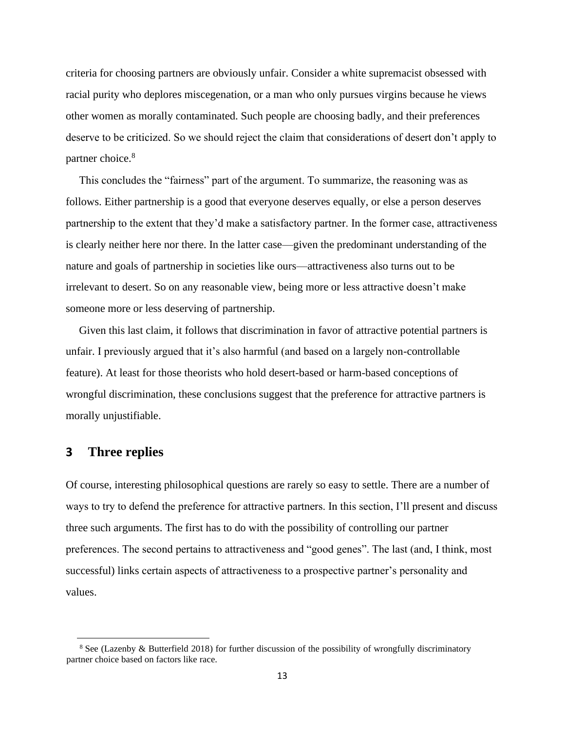criteria for choosing partners are obviously unfair. Consider a white supremacist obsessed with racial purity who deplores miscegenation, or a man who only pursues virgins because he views other women as morally contaminated. Such people are choosing badly, and their preferences deserve to be criticized. So we should reject the claim that considerations of desert don't apply to partner choice.[8]

This concludes the "fairness" part of the argument. To summarize, the reasoning was as follows. Either partnership is a good that everyone deserves equally, or else a person deserves partnership to the extent that they'd make a satisfactory partner. In the former case, attractiveness is clearly neither here nor there. In the latter case—given the predominant understanding of the nature and goals of partnership in societies like ours—attractiveness also turns out to be irrelevant to desert. So on any reasonable view, being more or less attractive doesn't make someone more or less deserving of partnership.

Given this last claim, it follows that discrimination in favor of attractive potential partners is unfair. I previously argued that it's also harmful (and based on a largely non-controllable feature). At least for those theorists who hold desert-based or harm-based conceptions of wrongful discrimination, these conclusions suggest that the preference for attractive partners is morally unjustifiable.

## 3 Three replies

Of course, interesting philosophical questions are rarely so easy to settle. There are a number of ways to try to defend the preference for attractive partners. In this section, I'll present and discuss three such arguments. The first has to do with the possibility of controlling our partner preferences. The second pertains to attractiveness and "good genes". The last (and, I think, most successful) links certain aspects of attractiveness to a prospective partner's personality and values.

---

[8] See (Lazenby & Butterfield 2018) for further discussion of the possibility of wrongfully discriminatory partner choice based on factors like race.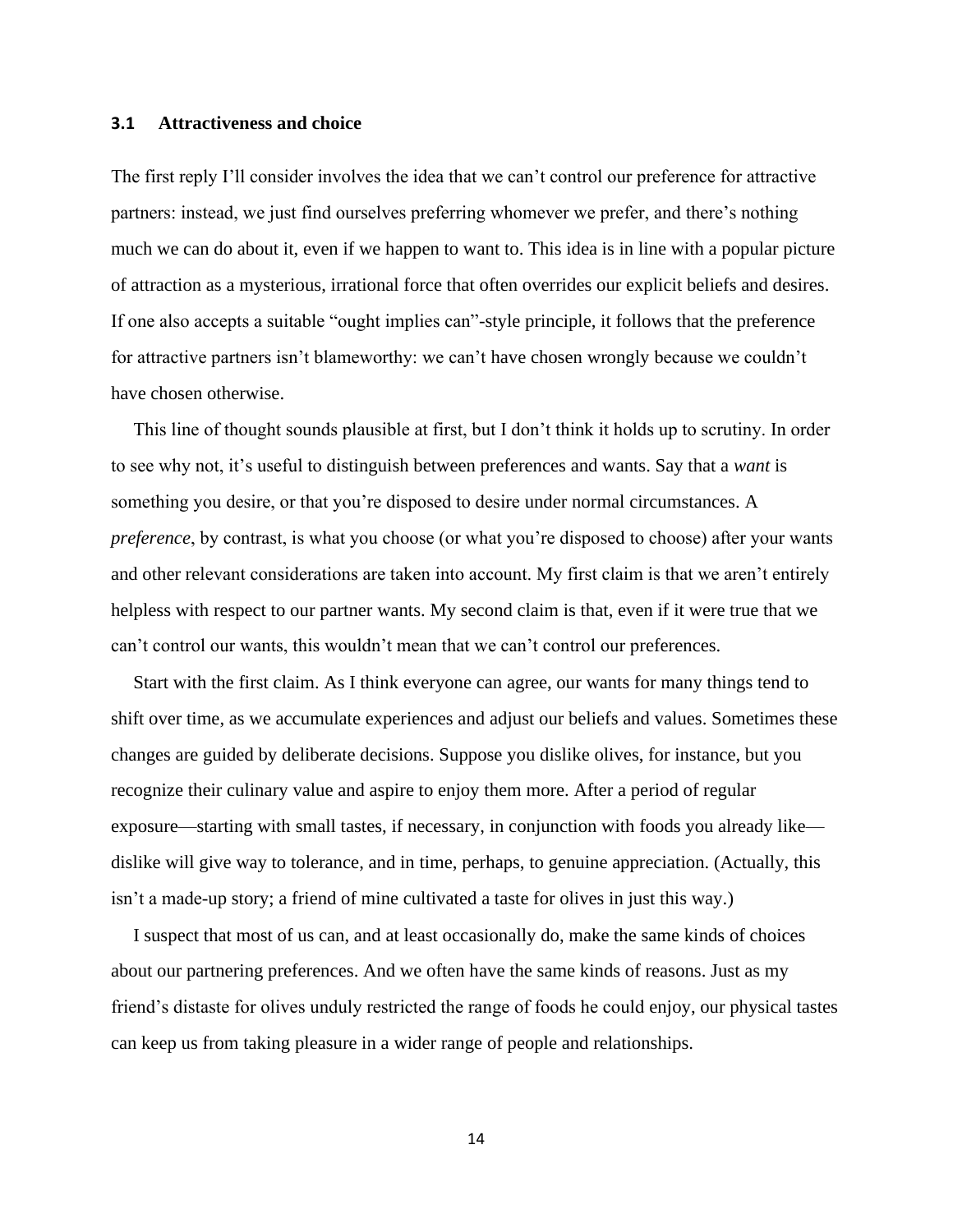### 3.1 Attractiveness and choice

The first reply I'll consider involves the idea that we can't control our preference for attractive partners: instead, we just find ourselves preferring whomever we prefer, and there's nothing much we can do about it, even if we happen to want to. This idea is in line with a popular picture of attraction as a mysterious, irrational force that often overrides our explicit beliefs and desires. If one also accepts a suitable "ought implies can"-style principle, it follows that the preference for attractive partners isn't blameworthy: we can't have chosen wrongly because we couldn't have chosen otherwise.

This line of thought sounds plausible at first, but I don't think it holds up to scrutiny. In order to see why not, it's useful to distinguish between preferences and wants. Say that a *want* is something you desire, or that you're disposed to desire under normal circumstances. A *preference*, by contrast, is what you choose (or what you're disposed to choose) after your wants and other relevant considerations are taken into account. My first claim is that we aren't entirely helpless with respect to our partner wants. My second claim is that, even if it were true that we can't control our wants, this wouldn't mean that we can't control our preferences.

Start with the first claim. As I think everyone can agree, our wants for many things tend to shift over time, as we accumulate experiences and adjust our beliefs and values. Sometimes these changes are guided by deliberate decisions. Suppose you dislike olives, for instance, but you recognize their culinary value and aspire to enjoy them more. After a period of regular exposure—starting with small tastes, if necessary, in conjunction with foods you already like—dislike will give way to tolerance, and in time, perhaps, to genuine appreciation. (Actually, this isn't a made-up story; a friend of mine cultivated a taste for olives in just this way.)

I suspect that most of us can, and at least occasionally do, make the same kinds of choices about our partnering preferences. And we often have the same kinds of reasons. Just as my friend's distaste for olives unduly restricted the range of foods he could enjoy, our physical tastes can keep us from taking pleasure in a wider range of people and relationships.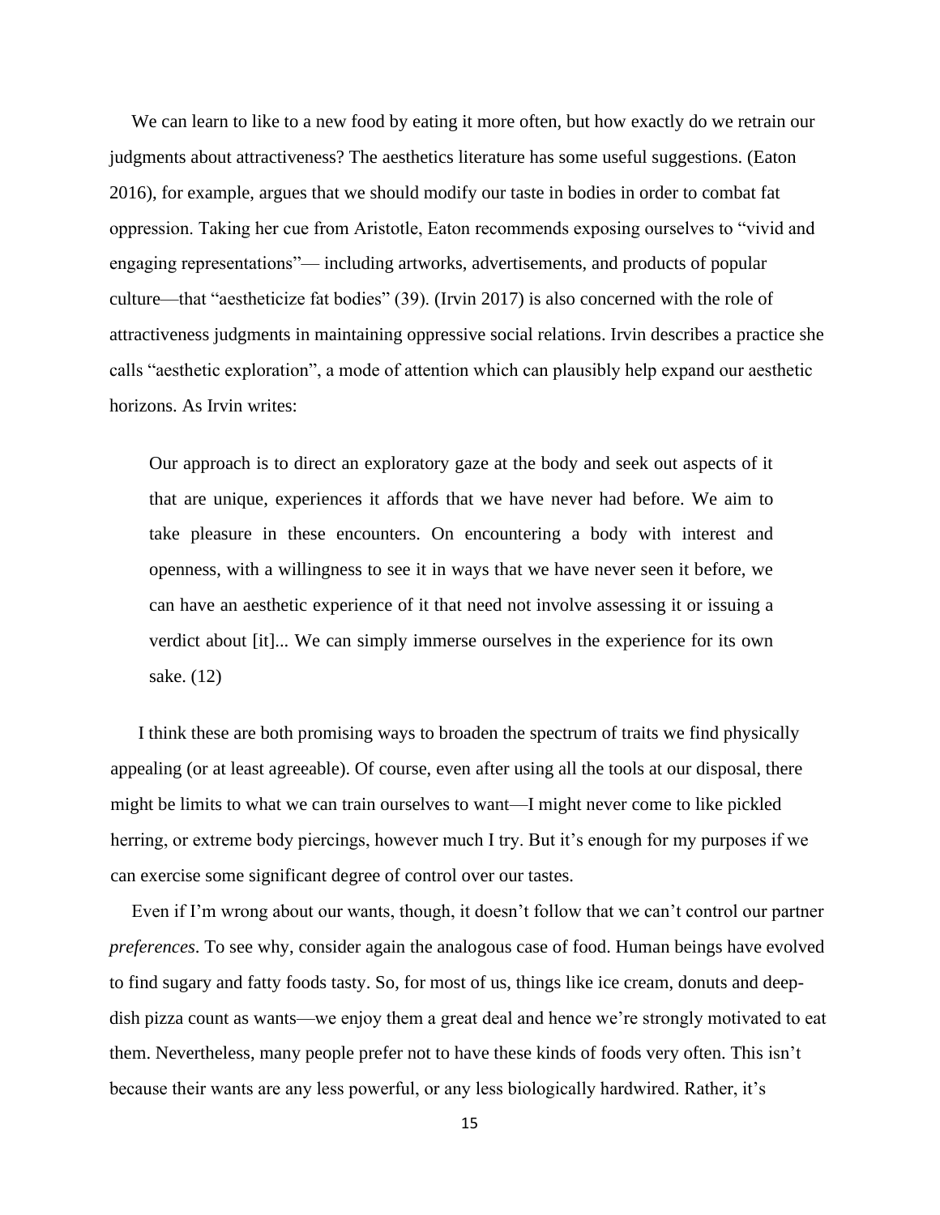We can learn to like to a new food by eating it more often, but how exactly do we retrain our judgments about attractiveness? The aesthetics literature has some useful suggestions. (Eaton 2016), for example, argues that we should modify our taste in bodies in order to combat fat oppression. Taking her cue from Aristotle, Eaton recommends exposing ourselves to "vivid and engaging representations"— including artworks, advertisements, and products of popular culture—that "aestheticize fat bodies" (39). (Irvin 2017) is also concerned with the role of attractiveness judgments in maintaining oppressive social relations. Irvin describes a practice she calls "aesthetic exploration", a mode of attention which can plausibly help expand our aesthetic horizons. As Irvin writes:

> Our approach is to direct an exploratory gaze at the body and seek out aspects of it that are unique, experiences it affords that we have never had before. We aim to take pleasure in these encounters. On encountering a body with interest and openness, with a willingness to see it in ways that we have never seen it before, we can have an aesthetic experience of it that need not involve assessing it or issuing a verdict about [it]... We can simply immerse ourselves in the experience for its own sake. (12)

I think these are both promising ways to broaden the spectrum of traits we find physically appealing (or at least agreeable). Of course, even after using all the tools at our disposal, there might be limits to what we can train ourselves to want—I might never come to like pickled herring, or extreme body piercings, however much I try. But it's enough for my purposes if we can exercise some significant degree of control over our tastes.

Even if I'm wrong about our wants, though, it doesn't follow that we can't control our partner *preferences*. To see why, consider again the analogous case of food. Human beings have evolved to find sugary and fatty foods tasty. So, for most of us, things like ice cream, donuts and deep-dish pizza count as wants—we enjoy them a great deal and hence we're strongly motivated to eat them. Nevertheless, many people prefer not to have these kinds of foods very often. This isn't because their wants are any less powerful, or any less biologically hardwired. Rather, it's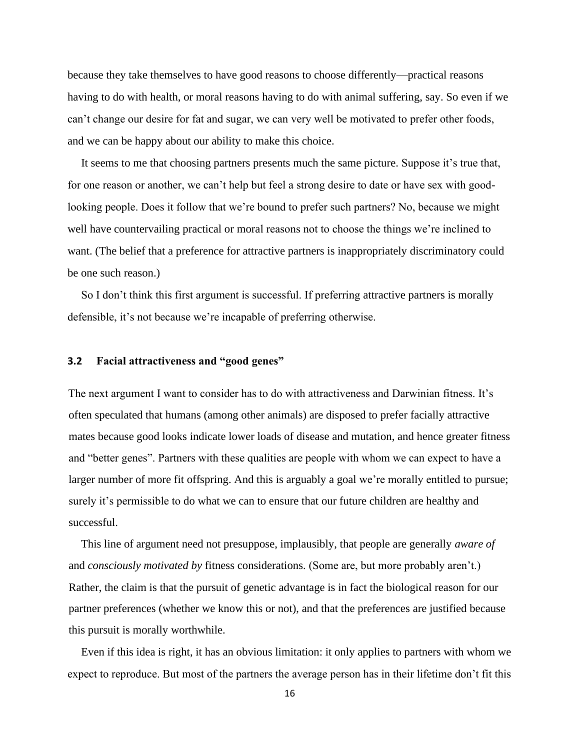because they take themselves to have good reasons to choose differently—practical reasons having to do with health, or moral reasons having to do with animal suffering, say. So even if we can't change our desire for fat and sugar, we can very well be motivated to prefer other foods, and we can be happy about our ability to make this choice.

It seems to me that choosing partners presents much the same picture. Suppose it's true that, for one reason or another, we can't help but feel a strong desire to date or have sex with good-looking people. Does it follow that we're bound to prefer such partners? No, because we might well have countervailing practical or moral reasons not to choose the things we're inclined to want. (The belief that a preference for attractive partners is inappropriately discriminatory could be one such reason.)

So I don't think this first argument is successful. If preferring attractive partners is morally defensible, it's not because we're incapable of preferring otherwise.

### 3.2 Facial attractiveness and "good genes"

The next argument I want to consider has to do with attractiveness and Darwinian fitness. It's often speculated that humans (among other animals) are disposed to prefer facially attractive mates because good looks indicate lower loads of disease and mutation, and hence greater fitness and "better genes". Partners with these qualities are people with whom we can expect to have a larger number of more fit offspring. And this is arguably a goal we're morally entitled to pursue; surely it's permissible to do what we can to ensure that our future children are healthy and successful.

This line of argument need not presuppose, implausibly, that people are generally *aware of* and *consciously motivated by* fitness considerations. (Some are, but more probably aren't.) Rather, the claim is that the pursuit of genetic advantage is in fact the biological reason for our partner preferences (whether we know this or not), and that the preferences are justified because this pursuit is morally worthwhile.

Even if this idea is right, it has an obvious limitation: it only applies to partners with whom we expect to reproduce. But most of the partners the average person has in their lifetime don't fit this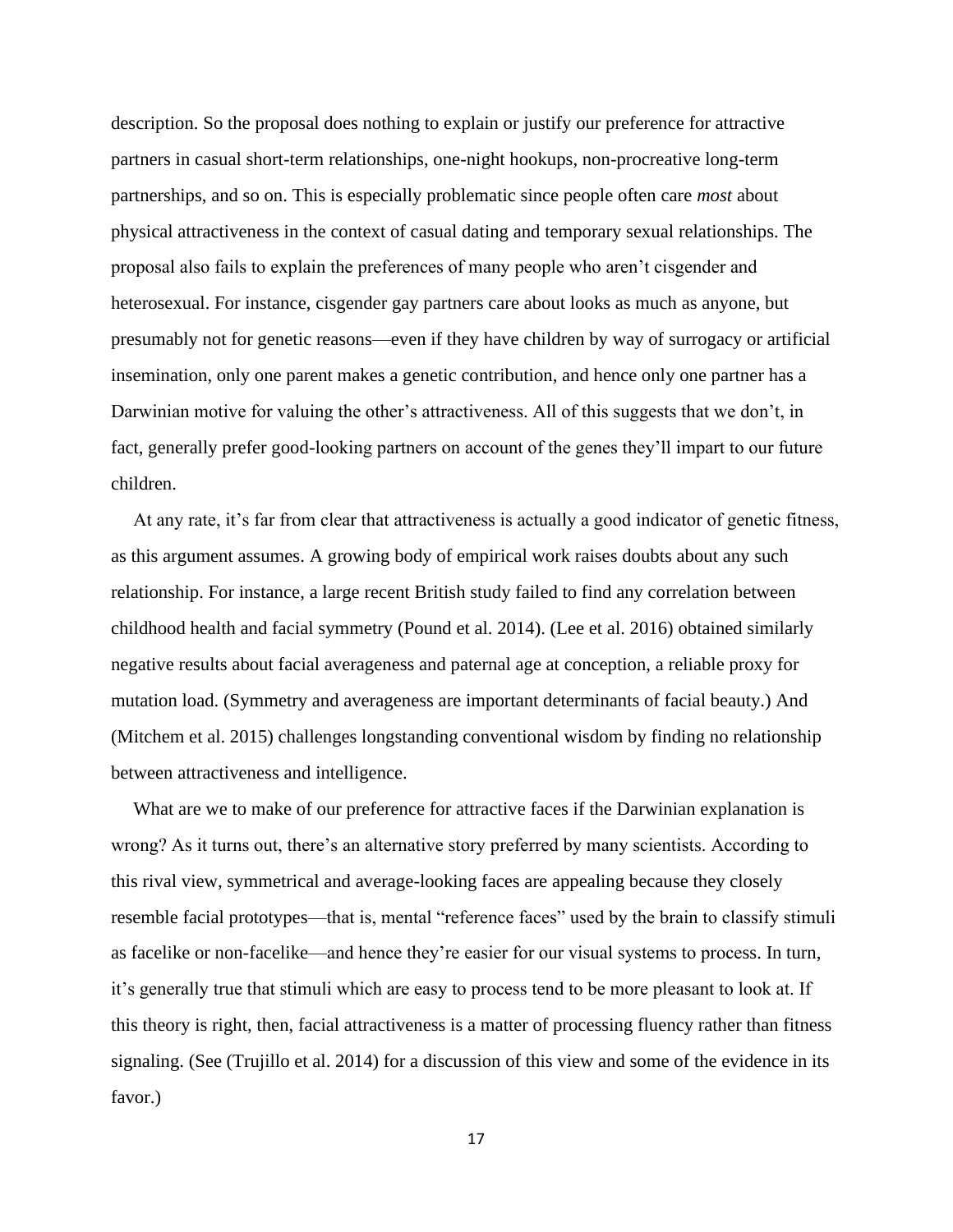description. So the proposal does nothing to explain or justify our preference for attractive partners in casual short-term relationships, one-night hookups, non-procreative long-term partnerships, and so on. This is especially problematic since people often care *most* about physical attractiveness in the context of casual dating and temporary sexual relationships. The proposal also fails to explain the preferences of many people who aren't cisgender and heterosexual. For instance, cisgender gay partners care about looks as much as anyone, but presumably not for genetic reasons—even if they have children by way of surrogacy or artificial insemination, only one parent makes a genetic contribution, and hence only one partner has a Darwinian motive for valuing the other's attractiveness. All of this suggests that we don't, in fact, generally prefer good-looking partners on account of the genes they'll impart to our future children.

At any rate, it's far from clear that attractiveness is actually a good indicator of genetic fitness, as this argument assumes. A growing body of empirical work raises doubts about any such relationship. For instance, a large recent British study failed to find any correlation between childhood health and facial symmetry (Pound et al. 2014). (Lee et al. 2016) obtained similarly negative results about facial averageness and paternal age at conception, a reliable proxy for mutation load. (Symmetry and averageness are important determinants of facial beauty.) And (Mitchem et al. 2015) challenges longstanding conventional wisdom by finding no relationship between attractiveness and intelligence.

What are we to make of our preference for attractive faces if the Darwinian explanation is wrong? As it turns out, there's an alternative story preferred by many scientists. According to this rival view, symmetrical and average-looking faces are appealing because they closely resemble facial prototypes—that is, mental "reference faces" used by the brain to classify stimuli as facelike or non-facelike—and hence they're easier for our visual systems to process. In turn, it's generally true that stimuli which are easy to process tend to be more pleasant to look at. If this theory is right, then, facial attractiveness is a matter of processing fluency rather than fitness signaling. (See (Trujillo et al. 2014) for a discussion of this view and some of the evidence in its favor.)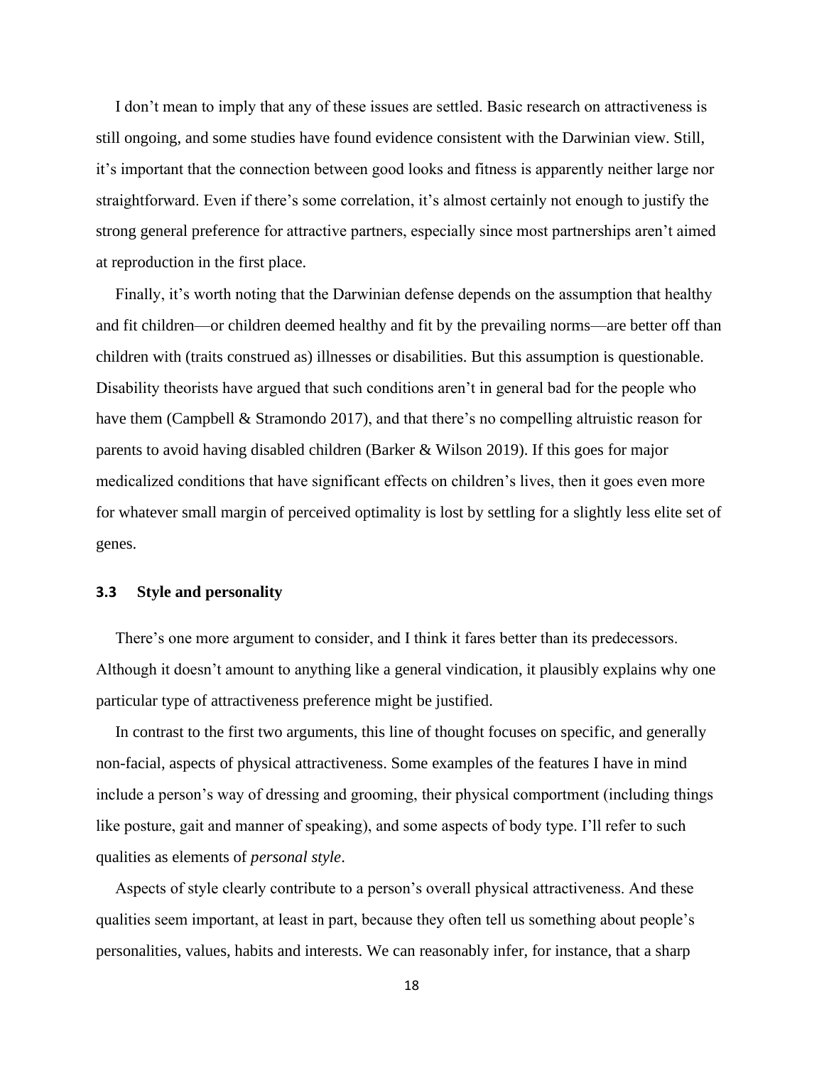I don't mean to imply that any of these issues are settled. Basic research on attractiveness is still ongoing, and some studies have found evidence consistent with the Darwinian view. Still, it's important that the connection between good looks and fitness is apparently neither large nor straightforward. Even if there's some correlation, it's almost certainly not enough to justify the strong general preference for attractive partners, especially since most partnerships aren't aimed at reproduction in the first place.

Finally, it's worth noting that the Darwinian defense depends on the assumption that healthy and fit children—or children deemed healthy and fit by the prevailing norms—are better off than children with (traits construed as) illnesses or disabilities. But this assumption is questionable. Disability theorists have argued that such conditions aren't in general bad for the people who have them (Campbell & Stramondo 2017), and that there's no compelling altruistic reason for parents to avoid having disabled children (Barker & Wilson 2019). If this goes for major medicalized conditions that have significant effects on children's lives, then it goes even more for whatever small margin of perceived optimality is lost by settling for a slightly less elite set of genes.

### 3.3 Style and personality

There's one more argument to consider, and I think it fares better than its predecessors. Although it doesn't amount to anything like a general vindication, it plausibly explains why one particular type of attractiveness preference might be justified.

In contrast to the first two arguments, this line of thought focuses on specific, and generally non-facial, aspects of physical attractiveness. Some examples of the features I have in mind include a person's way of dressing and grooming, their physical comportment (including things like posture, gait and manner of speaking), and some aspects of body type. I'll refer to such qualities as elements of *personal style*.

Aspects of style clearly contribute to a person's overall physical attractiveness. And these qualities seem important, at least in part, because they often tell us something about people's personalities, values, habits and interests. We can reasonably infer, for instance, that a sharp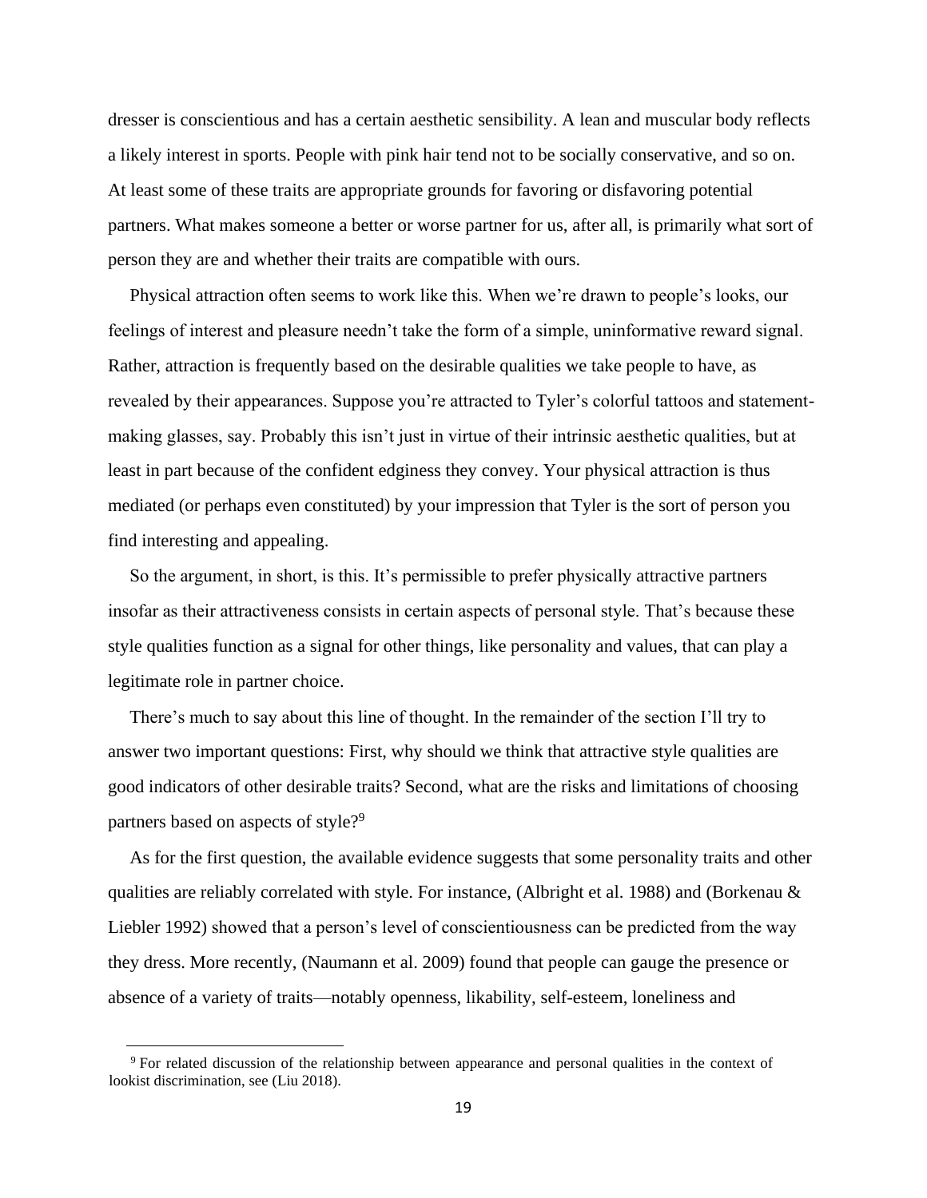dresser is conscientious and has a certain aesthetic sensibility. A lean and muscular body reflects a likely interest in sports. People with pink hair tend not to be socially conservative, and so on. At least some of these traits are appropriate grounds for favoring or disfavoring potential partners. What makes someone a better or worse partner for us, after all, is primarily what sort of person they are and whether their traits are compatible with ours.

Physical attraction often seems to work like this. When we're drawn to people's looks, our feelings of interest and pleasure needn't take the form of a simple, uninformative reward signal. Rather, attraction is frequently based on the desirable qualities we take people to have, as revealed by their appearances. Suppose you're attracted to Tyler's colorful tattoos and statement-making glasses, say. Probably this isn't just in virtue of their intrinsic aesthetic qualities, but at least in part because of the confident edginess they convey. Your physical attraction is thus mediated (or perhaps even constituted) by your impression that Tyler is the sort of person you find interesting and appealing.

So the argument, in short, is this. It's permissible to prefer physically attractive partners insofar as their attractiveness consists in certain aspects of personal style. That's because these style qualities function as a signal for other things, like personality and values, that can play a legitimate role in partner choice.

There's much to say about this line of thought. In the remainder of the section I'll try to answer two important questions: First, why should we think that attractive style qualities are good indicators of other desirable traits? Second, what are the risks and limitations of choosing partners based on aspects of style?[9]

As for the first question, the available evidence suggests that some personality traits and other qualities are reliably correlated with style. For instance, (Albright et al. 1988) and (Borkenau & Liebler 1992) showed that a person's level of conscientiousness can be predicted from the way they dress. More recently, (Naumann et al. 2009) found that people can gauge the presence or absence of a variety of traits—notably openness, likability, self-esteem, loneliness and

[9] For related discussion of the relationship between appearance and personal qualities in the context of lookist discrimination, see (Liu 2018).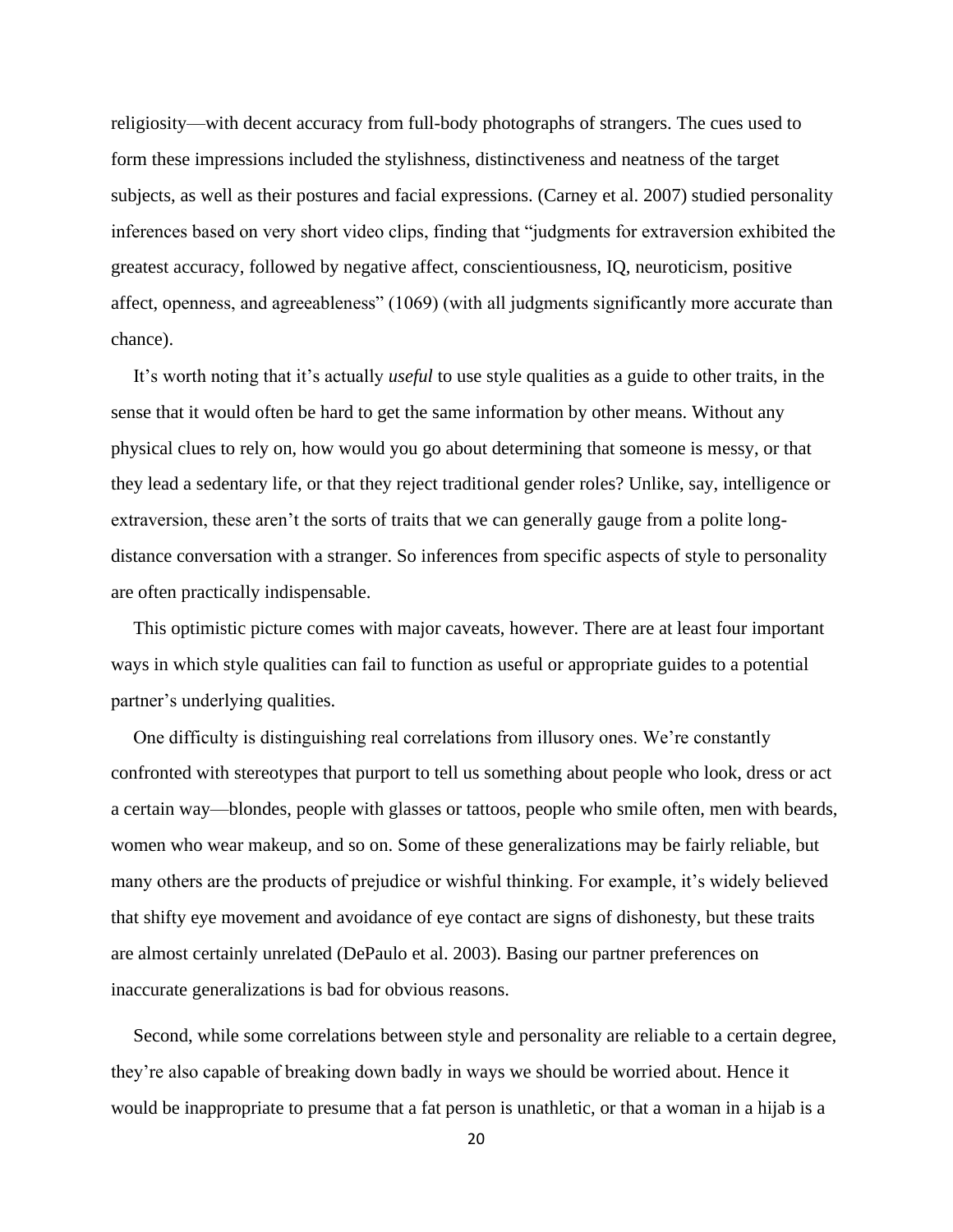religiosity—with decent accuracy from full-body photographs of strangers. The cues used to form these impressions included the stylishness, distinctiveness and neatness of the target subjects, as well as their postures and facial expressions. (Carney et al. 2007) studied personality inferences based on very short video clips, finding that "judgments for extraversion exhibited the greatest accuracy, followed by negative affect, conscientiousness, IQ, neuroticism, positive affect, openness, and agreeableness" (1069) (with all judgments significantly more accurate than chance).

It's worth noting that it's actually *useful* to use style qualities as a guide to other traits, in the sense that it would often be hard to get the same information by other means. Without any physical clues to rely on, how would you go about determining that someone is messy, or that they lead a sedentary life, or that they reject traditional gender roles? Unlike, say, intelligence or extraversion, these aren't the sorts of traits that we can generally gauge from a polite long-distance conversation with a stranger. So inferences from specific aspects of style to personality are often practically indispensable.

This optimistic picture comes with major caveats, however. There are at least four important ways in which style qualities can fail to function as useful or appropriate guides to a potential partner's underlying qualities.

One difficulty is distinguishing real correlations from illusory ones. We're constantly confronted with stereotypes that purport to tell us something about people who look, dress or act a certain way—blondes, people with glasses or tattoos, people who smile often, men with beards, women who wear makeup, and so on. Some of these generalizations may be fairly reliable, but many others are the products of prejudice or wishful thinking. For example, it's widely believed that shifty eye movement and avoidance of eye contact are signs of dishonesty, but these traits are almost certainly unrelated (DePaulo et al. 2003). Basing our partner preferences on inaccurate generalizations is bad for obvious reasons.

Second, while some correlations between style and personality are reliable to a certain degree, they're also capable of breaking down badly in ways we should be worried about. Hence it would be inappropriate to presume that a fat person is unathletic, or that a woman in a hijab is a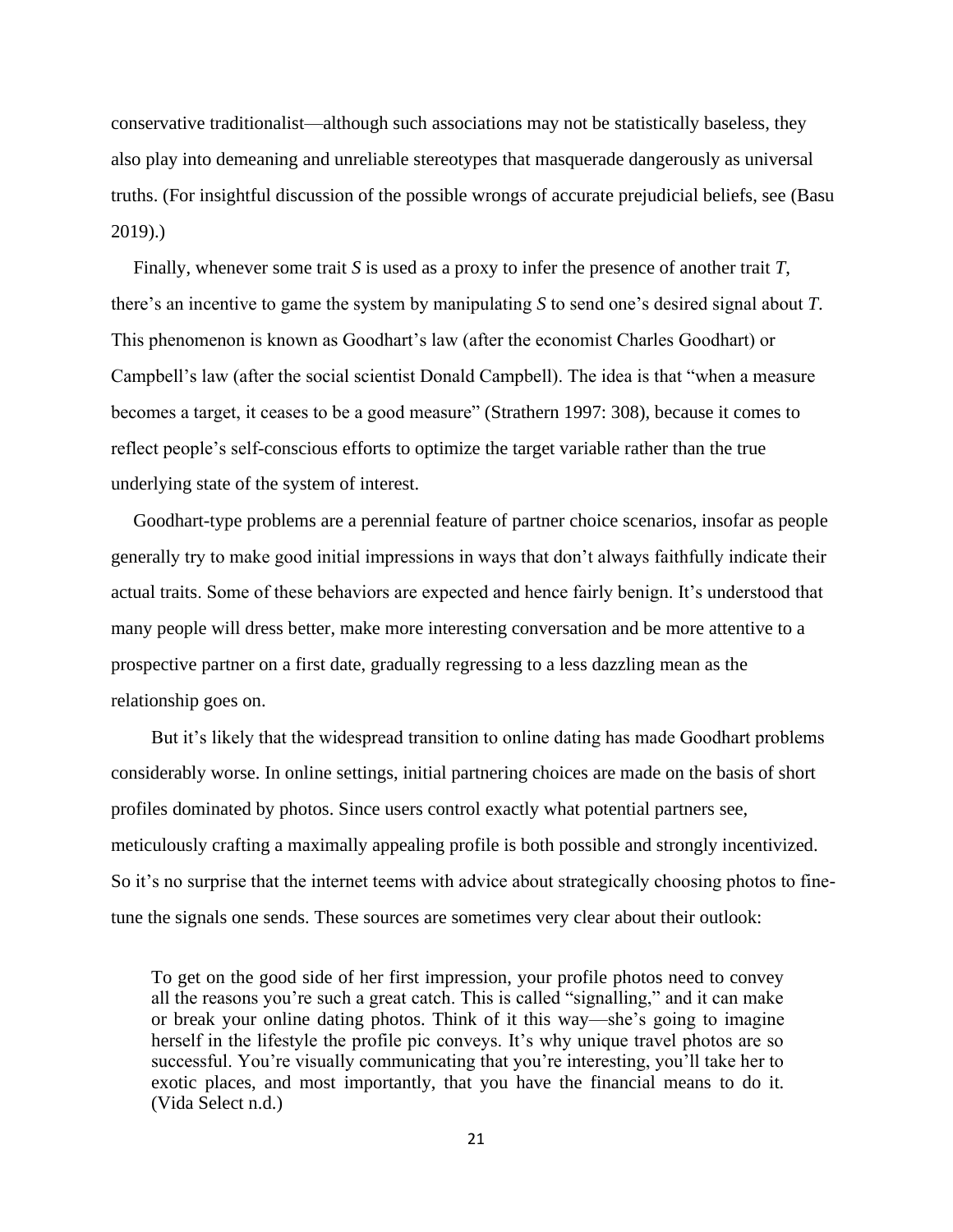conservative traditionalist—although such associations may not be statistically baseless, they also play into demeaning and unreliable stereotypes that masquerade dangerously as universal truths. (For insightful discussion of the possible wrongs of accurate prejudicial beliefs, see (Basu 2019).)

Finally, whenever some trait *S* is used as a proxy to infer the presence of another trait *T*, there's an incentive to game the system by manipulating *S* to send one's desired signal about *T*. This phenomenon is known as Goodhart's law (after the economist Charles Goodhart) or Campbell's law (after the social scientist Donald Campbell). The idea is that "when a measure becomes a target, it ceases to be a good measure" (Strathern 1997: 308), because it comes to reflect people's self-conscious efforts to optimize the target variable rather than the true underlying state of the system of interest.

Goodhart-type problems are a perennial feature of partner choice scenarios, insofar as people generally try to make good initial impressions in ways that don't always faithfully indicate their actual traits. Some of these behaviors are expected and hence fairly benign. It's understood that many people will dress better, make more interesting conversation and be more attentive to a prospective partner on a first date, gradually regressing to a less dazzling mean as the relationship goes on.

But it's likely that the widespread transition to online dating has made Goodhart problems considerably worse. In online settings, initial partnering choices are made on the basis of short profiles dominated by photos. Since users control exactly what potential partners see, meticulously crafting a maximally appealing profile is both possible and strongly incentivized. So it's no surprise that the internet teems with advice about strategically choosing photos to fine-tune the signals one sends. These sources are sometimes very clear about their outlook:

> To get on the good side of her first impression, your profile photos need to convey all the reasons you're such a great catch. This is called "signalling," and it can make or break your online dating photos. Think of it this way—she's going to imagine herself in the lifestyle the profile pic conveys. It's why unique travel photos are so successful. You're visually communicating that you're interesting, you'll take her to exotic places, and most importantly, that you have the financial means to do it. (Vida Select n.d.)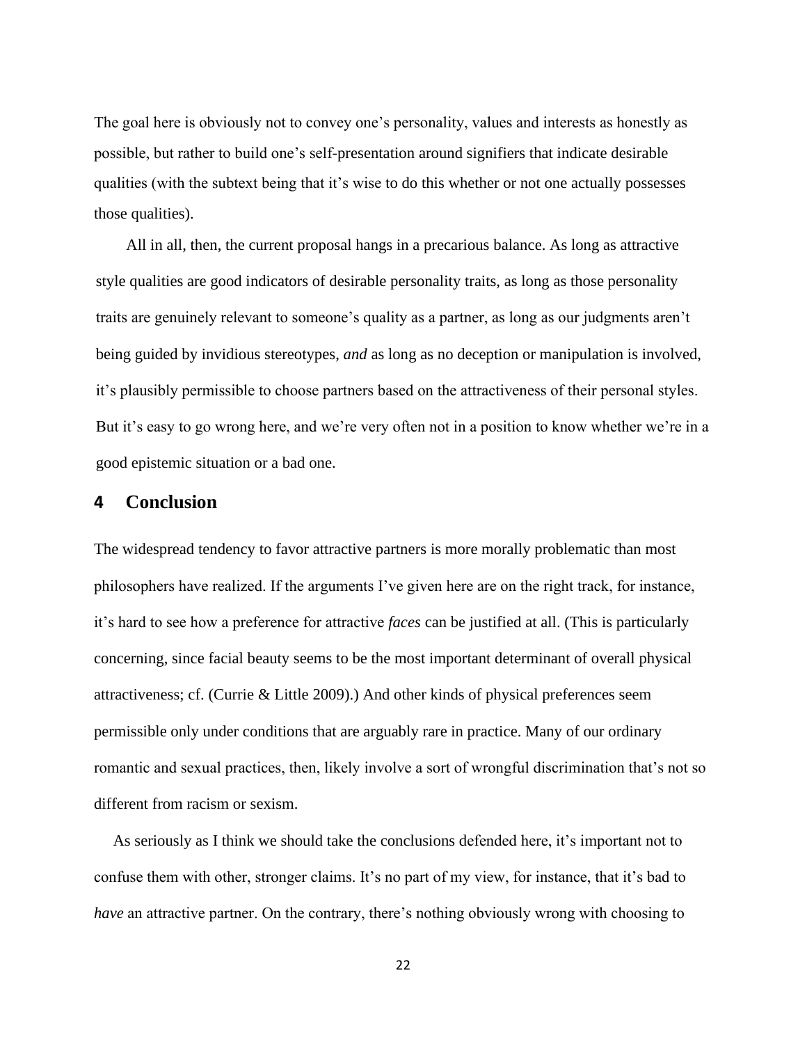The goal here is obviously not to convey one's personality, values and interests as honestly as possible, but rather to build one's self-presentation around signifiers that indicate desirable qualities (with the subtext being that it's wise to do this whether or not one actually possesses those qualities).

All in all, then, the current proposal hangs in a precarious balance. As long as attractive style qualities are good indicators of desirable personality traits, as long as those personality traits are genuinely relevant to someone's quality as a partner, as long as our judgments aren't being guided by invidious stereotypes, *and* as long as no deception or manipulation is involved, it's plausibly permissible to choose partners based on the attractiveness of their personal styles. But it's easy to go wrong here, and we're very often not in a position to know whether we're in a good epistemic situation or a bad one.

## 4 Conclusion

The widespread tendency to favor attractive partners is more morally problematic than most philosophers have realized. If the arguments I've given here are on the right track, for instance, it's hard to see how a preference for attractive *faces* can be justified at all. (This is particularly concerning, since facial beauty seems to be the most important determinant of overall physical attractiveness; cf. (Currie & Little 2009).) And other kinds of physical preferences seem permissible only under conditions that are arguably rare in practice. Many of our ordinary romantic and sexual practices, then, likely involve a sort of wrongful discrimination that's not so different from racism or sexism.

As seriously as I think we should take the conclusions defended here, it's important not to confuse them with other, stronger claims. It's no part of my view, for instance, that it's bad to *have* an attractive partner. On the contrary, there's nothing obviously wrong with choosing to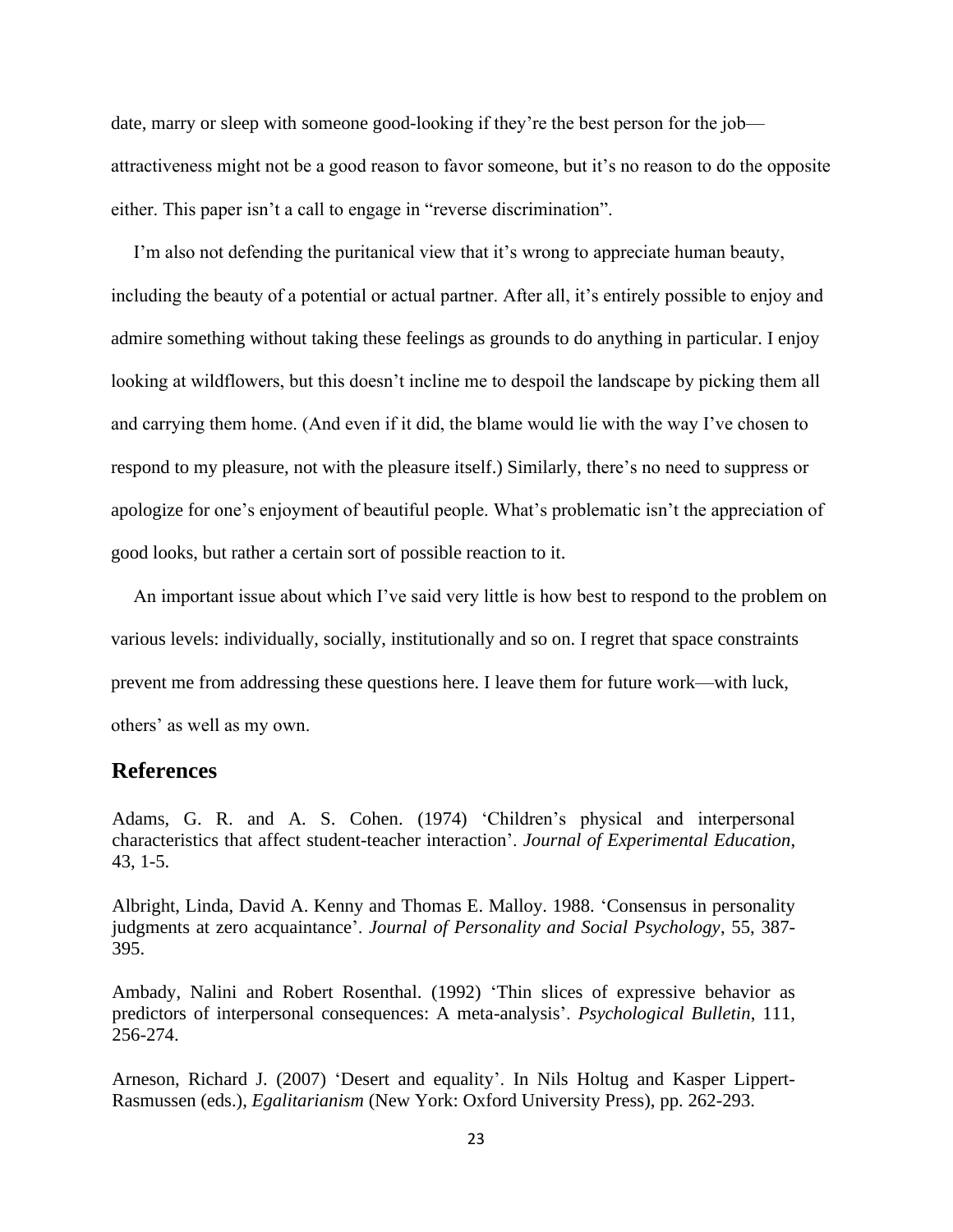date, marry or sleep with someone good-looking if they're the best person for the job—attractiveness might not be a good reason to favor someone, but it's no reason to do the opposite either. This paper isn't a call to engage in "reverse discrimination".

I'm also not defending the puritanical view that it's wrong to appreciate human beauty, including the beauty of a potential or actual partner. After all, it's entirely possible to enjoy and admire something without taking these feelings as grounds to do anything in particular. I enjoy looking at wildflowers, but this doesn't incline me to despoil the landscape by picking them all and carrying them home. (And even if it did, the blame would lie with the way I've chosen to respond to my pleasure, not with the pleasure itself.) Similarly, there's no need to suppress or apologize for one's enjoyment of beautiful people. What's problematic isn't the appreciation of good looks, but rather a certain sort of possible reaction to it.

An important issue about which I've said very little is how best to respond to the problem on various levels: individually, socially, institutionally and so on. I regret that space constraints prevent me from addressing these questions here. I leave them for future work—with luck, others' as well as my own.

## References

Adams, G. R. and A. S. Cohen. (1974) 'Children's physical and interpersonal characteristics that affect student-teacher interaction'. *Journal of Experimental Education*, 43, 1-5.

Albright, Linda, David A. Kenny and Thomas E. Malloy. 1988. 'Consensus in personality judgments at zero acquaintance'. *Journal of Personality and Social Psychology*, 55, 387-395.

Ambady, Nalini and Robert Rosenthal. (1992) 'Thin slices of expressive behavior as predictors of interpersonal consequences: A meta-analysis'. *Psychological Bulletin*, 111, 256-274.

Arneson, Richard J. (2007) 'Desert and equality'. In Nils Holtug and Kasper Lippert-Rasmussen (eds.), *Egalitarianism* (New York: Oxford University Press), pp. 262-293.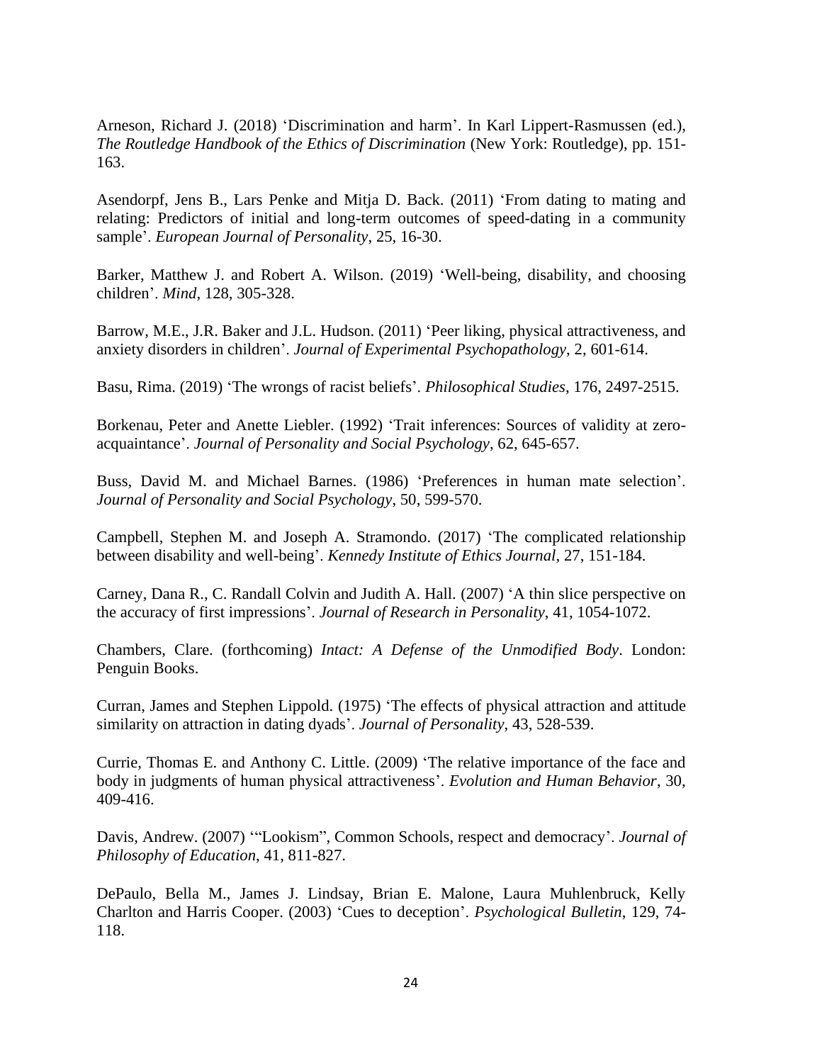Arneson, Richard J. (2018) 'Discrimination and harm'. In Karl Lippert-Rasmussen (ed.), *The Routledge Handbook of the Ethics of Discrimination* (New York: Routledge), pp. 151-163.

Asendorpf, Jens B., Lars Penke and Mitja D. Back. (2011) 'From dating to mating and relating: Predictors of initial and long-term outcomes of speed-dating in a community sample'. *European Journal of Personality*, 25, 16-30.

Barker, Matthew J. and Robert A. Wilson. (2019) 'Well-being, disability, and choosing children'. *Mind*, 128, 305-328.

Barrow, M.E., J.R. Baker and J.L. Hudson. (2011) 'Peer liking, physical attractiveness, and anxiety disorders in children'. *Journal of Experimental Psychopathology*, 2, 601-614.

Basu, Rima. (2019) 'The wrongs of racist beliefs'. *Philosophical Studies*, 176, 2497-2515.

Borkenau, Peter and Anette Liebler. (1992) 'Trait inferences: Sources of validity at zero-acquaintance'. *Journal of Personality and Social Psychology*, 62, 645-657.

Buss, David M. and Michael Barnes. (1986) 'Preferences in human mate selection'. *Journal of Personality and Social Psychology*, 50, 599-570.

Campbell, Stephen M. and Joseph A. Stramondo. (2017) 'The complicated relationship between disability and well-being'. *Kennedy Institute of Ethics Journal*, 27, 151-184.

Carney, Dana R., C. Randall Colvin and Judith A. Hall. (2007) 'A thin slice perspective on the accuracy of first impressions'. *Journal of Research in Personality*, 41, 1054-1072.

Chambers, Clare. (forthcoming) *Intact: A Defense of the Unmodified Body*. London: Penguin Books.

Curran, James and Stephen Lippold. (1975) 'The effects of physical attraction and attitude similarity on attraction in dating dyads'. *Journal of Personality*, 43, 528-539.

Currie, Thomas E. and Anthony C. Little. (2009) 'The relative importance of the face and body in judgments of human physical attractiveness'. *Evolution and Human Behavior*, 30, 409-416.

Davis, Andrew. (2007) '"Lookism", Common Schools, respect and democracy'. *Journal of Philosophy of Education*, 41, 811-827.

DePaulo, Bella M., James J. Lindsay, Brian E. Malone, Laura Muhlenbruck, Kelly Charlton and Harris Cooper. (2003) 'Cues to deception'. *Psychological Bulletin*, 129, 74-118.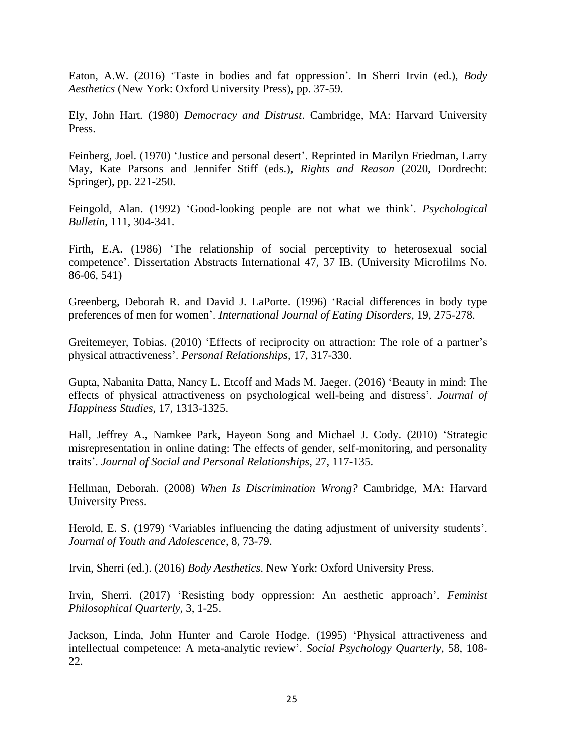Eaton, A.W. (2016) 'Taste in bodies and fat oppression'. In Sherri Irvin (ed.), *Body Aesthetics* (New York: Oxford University Press), pp. 37-59.

Ely, John Hart. (1980) *Democracy and Distrust*. Cambridge, MA: Harvard University Press.

Feinberg, Joel. (1970) 'Justice and personal desert'. Reprinted in Marilyn Friedman, Larry May, Kate Parsons and Jennifer Stiff (eds.), *Rights and Reason* (2020, Dordrecht: Springer), pp. 221-250.

Feingold, Alan. (1992) 'Good-looking people are not what we think'. *Psychological Bulletin*, 111, 304-341.

Firth, E.A. (1986) 'The relationship of social perceptivity to heterosexual social competence'. Dissertation Abstracts International 47, 37 IB. (University Microfilms No. 86-06, 541)

Greenberg, Deborah R. and David J. LaPorte. (1996) 'Racial differences in body type preferences of men for women'. *International Journal of Eating Disorders*, 19, 275-278.

Greitemeyer, Tobias. (2010) 'Effects of reciprocity on attraction: The role of a partner's physical attractiveness'. *Personal Relationships*, 17, 317-330.

Gupta, Nabanita Datta, Nancy L. Etcoff and Mads M. Jaeger. (2016) 'Beauty in mind: The effects of physical attractiveness on psychological well-being and distress'. *Journal of Happiness Studies*, 17, 1313-1325.

Hall, Jeffrey A., Namkee Park, Hayeon Song and Michael J. Cody. (2010) 'Strategic misrepresentation in online dating: The effects of gender, self-monitoring, and personality traits'. *Journal of Social and Personal Relationships*, 27, 117-135.

Hellman, Deborah. (2008) *When Is Discrimination Wrong?* Cambridge, MA: Harvard University Press.

Herold, E. S. (1979) 'Variables influencing the dating adjustment of university students'. *Journal of Youth and Adolescence*, 8, 73-79.

Irvin, Sherri (ed.). (2016) *Body Aesthetics*. New York: Oxford University Press.

Irvin, Sherri. (2017) 'Resisting body oppression: An aesthetic approach'. *Feminist Philosophical Quarterly*, 3, 1-25.

Jackson, Linda, John Hunter and Carole Hodge. (1995) 'Physical attractiveness and intellectual competence: A meta-analytic review'. *Social Psychology Quarterly*, 58, 108-22.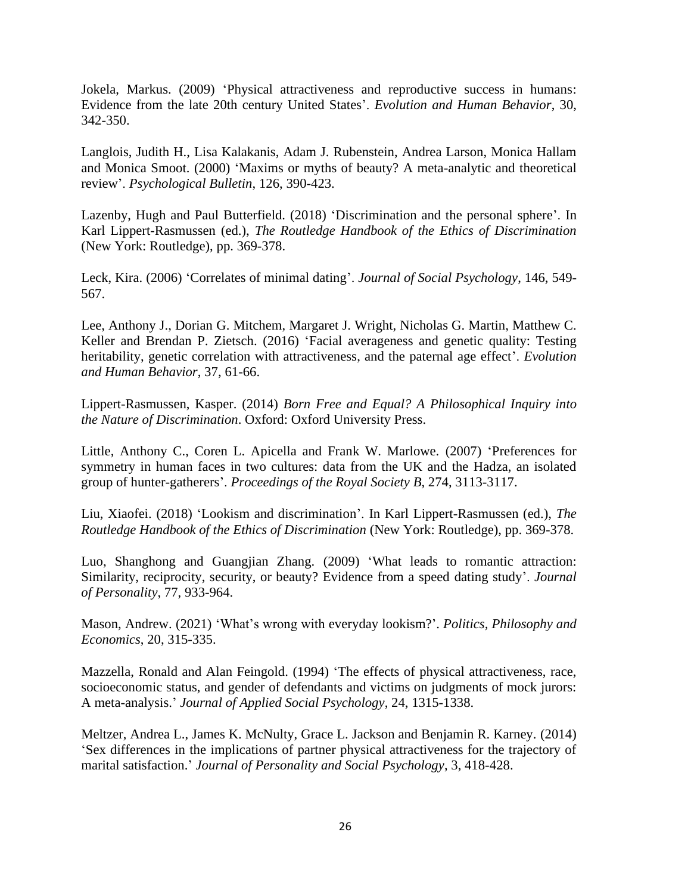Jokela, Markus. (2009) ‘Physical attractiveness and reproductive success in humans: Evidence from the late 20th century United States’. *Evolution and Human Behavior*, 30, 342-350.

Langlois, Judith H., Lisa Kalakanis, Adam J. Rubenstein, Andrea Larson, Monica Hallam and Monica Smoot. (2000) ‘Maxims or myths of beauty? A meta-analytic and theoretical review’. *Psychological Bulletin*, 126, 390-423.

Lazenby, Hugh and Paul Butterfield. (2018) ‘Discrimination and the personal sphere’. In Karl Lippert-Rasmussen (ed.), *The Routledge Handbook of the Ethics of Discrimination* (New York: Routledge), pp. 369-378.

Leck, Kira. (2006) ‘Correlates of minimal dating’. *Journal of Social Psychology*, 146, 549-567.

Lee, Anthony J., Dorian G. Mitchem, Margaret J. Wright, Nicholas G. Martin, Matthew C. Keller and Brendan P. Zietsch. (2016) ‘Facial averageness and genetic quality: Testing heritability, genetic correlation with attractiveness, and the paternal age effect’. *Evolution and Human Behavior*, 37, 61-66.

Lippert-Rasmussen, Kasper. (2014) *Born Free and Equal? A Philosophical Inquiry into the Nature of Discrimination*. Oxford: Oxford University Press.

Little, Anthony C., Coren L. Apicella and Frank W. Marlowe. (2007) ‘Preferences for symmetry in human faces in two cultures: data from the UK and the Hadza, an isolated group of hunter-gatherers’. *Proceedings of the Royal Society B*, 274, 3113-3117.

Liu, Xiaofei. (2018) ‘Lookism and discrimination’. In Karl Lippert-Rasmussen (ed.), *The Routledge Handbook of the Ethics of Discrimination* (New York: Routledge), pp. 369-378.

Luo, Shanghong and Guangjian Zhang. (2009) ‘What leads to romantic attraction: Similarity, reciprocity, security, or beauty? Evidence from a speed dating study’. *Journal of Personality*, 77, 933-964.

Mason, Andrew. (2021) ‘What’s wrong with everyday lookism?’. *Politics, Philosophy and Economics*, 20, 315-335.

Mazzella, Ronald and Alan Feingold. (1994) ‘The effects of physical attractiveness, race, socioeconomic status, and gender of defendants and victims on judgments of mock jurors: A meta-analysis.’ *Journal of Applied Social Psychology*, 24, 1315-1338.

Meltzer, Andrea L., James K. McNulty, Grace L. Jackson and Benjamin R. Karney. (2014) ‘Sex differences in the implications of partner physical attractiveness for the trajectory of marital satisfaction.’ *Journal of Personality and Social Psychology*, 3, 418-428.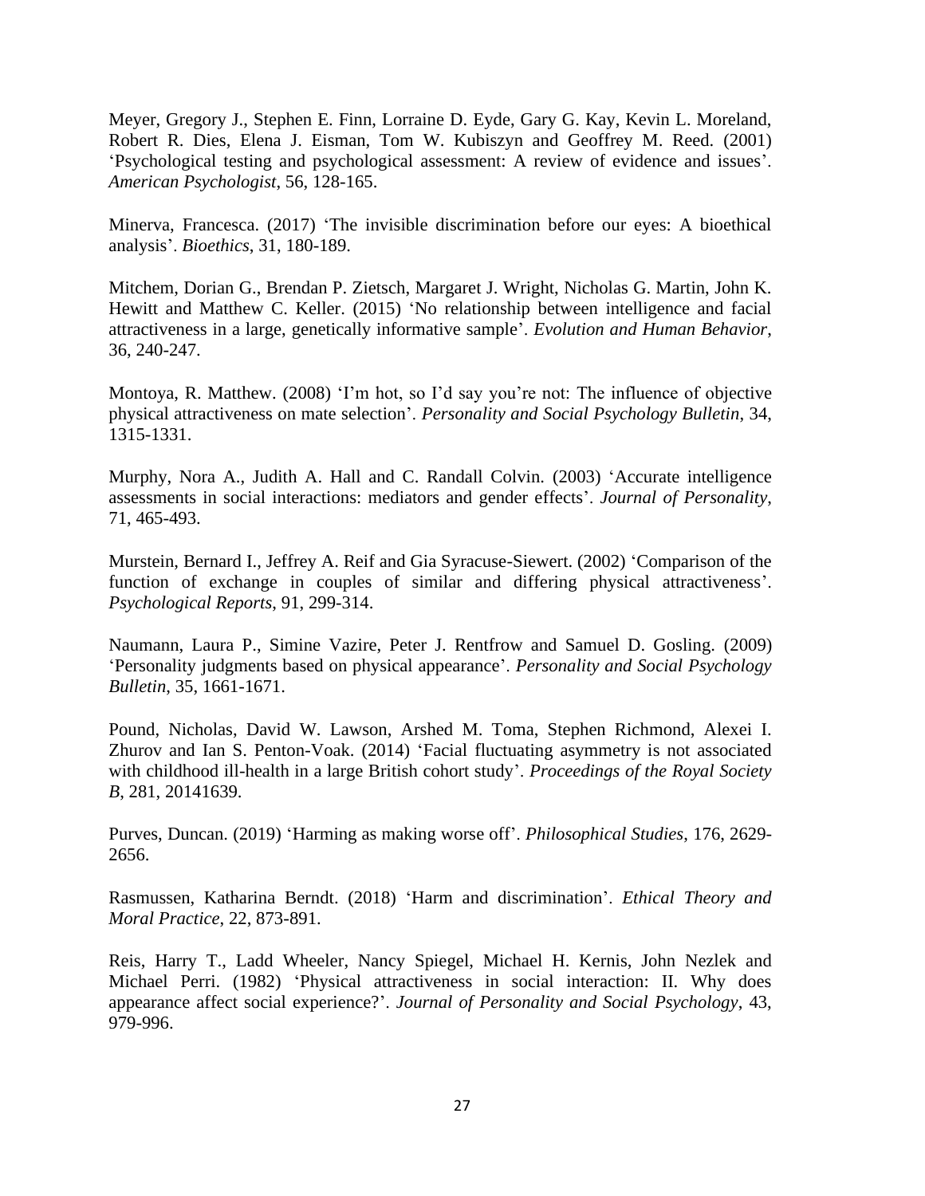Meyer, Gregory J., Stephen E. Finn, Lorraine D. Eyde, Gary G. Kay, Kevin L. Moreland, Robert R. Dies, Elena J. Eisman, Tom W. Kubiszyn and Geoffrey M. Reed. (2001) 'Psychological testing and psychological assessment: A review of evidence and issues'. *American Psychologist*, 56, 128-165.

Minerva, Francesca. (2017) 'The invisible discrimination before our eyes: A bioethical analysis'. *Bioethics*, 31, 180-189.

Mitchem, Dorian G., Brendan P. Zietsch, Margaret J. Wright, Nicholas G. Martin, John K. Hewitt and Matthew C. Keller. (2015) 'No relationship between intelligence and facial attractiveness in a large, genetically informative sample'. *Evolution and Human Behavior*, 36, 240-247.

Montoya, R. Matthew. (2008) 'I'm hot, so I'd say you're not: The influence of objective physical attractiveness on mate selection'. *Personality and Social Psychology Bulletin*, 34, 1315-1331.

Murphy, Nora A., Judith A. Hall and C. Randall Colvin. (2003) 'Accurate intelligence assessments in social interactions: mediators and gender effects'. *Journal of Personality*, 71, 465-493.

Murstein, Bernard I., Jeffrey A. Reif and Gia Syracuse-Siewert. (2002) 'Comparison of the function of exchange in couples of similar and differing physical attractiveness'. *Psychological Reports*, 91, 299-314.

Naumann, Laura P., Simine Vazire, Peter J. Rentfrow and Samuel D. Gosling. (2009) 'Personality judgments based on physical appearance'. *Personality and Social Psychology Bulletin*, 35, 1661-1671.

Pound, Nicholas, David W. Lawson, Arshed M. Toma, Stephen Richmond, Alexei I. Zhurov and Ian S. Penton-Voak. (2014) 'Facial fluctuating asymmetry is not associated with childhood ill-health in a large British cohort study'. *Proceedings of the Royal Society B*, 281, 20141639.

Purves, Duncan. (2019) 'Harming as making worse off'. *Philosophical Studies*, 176, 2629-2656.

Rasmussen, Katharina Berndt. (2018) 'Harm and discrimination'. *Ethical Theory and Moral Practice*, 22, 873-891.

Reis, Harry T., Ladd Wheeler, Nancy Spiegel, Michael H. Kernis, John Nezlek and Michael Perri. (1982) 'Physical attractiveness in social interaction: II. Why does appearance affect social experience?'. *Journal of Personality and Social Psychology*, 43, 979-996.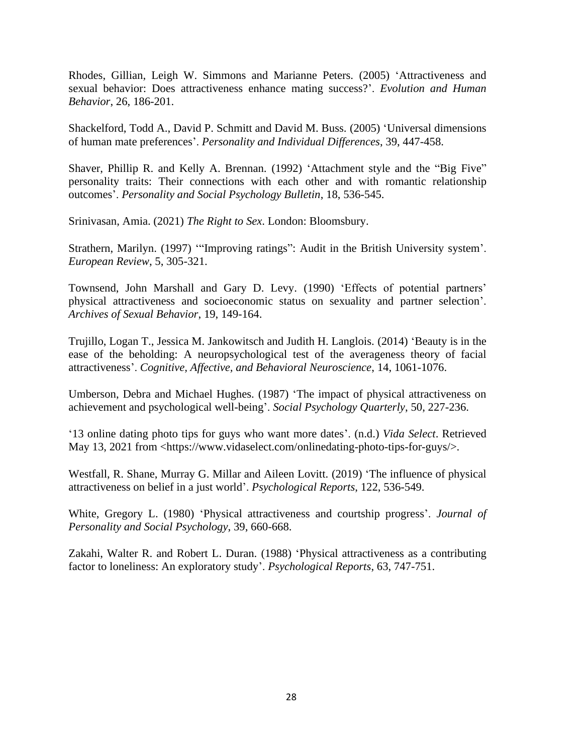Rhodes, Gillian, Leigh W. Simmons and Marianne Peters. (2005) ‘Attractiveness and sexual behavior: Does attractiveness enhance mating success?’. *Evolution and Human Behavior*, 26, 186-201.

Shackelford, Todd A., David P. Schmitt and David M. Buss. (2005) ‘Universal dimensions of human mate preferences’. *Personality and Individual Differences*, 39, 447-458.

Shaver, Phillip R. and Kelly A. Brennan. (1992) ‘Attachment style and the “Big Five” personality traits: Their connections with each other and with romantic relationship outcomes’. *Personality and Social Psychology Bulletin*, 18, 536-545.

Srinivasan, Amia. (2021) *The Right to Sex*. London: Bloomsbury.

Strathern, Marilyn. (1997) ‘“Improving ratings”: Audit in the British University system’. *European Review*, 5, 305-321.

Townsend, John Marshall and Gary D. Levy. (1990) ‘Effects of potential partners’ physical attractiveness and socioeconomic status on sexuality and partner selection’. *Archives of Sexual Behavior*, 19, 149-164.

Trujillo, Logan T., Jessica M. Jankowitsch and Judith H. Langlois. (2014) ‘Beauty is in the ease of the beholding: A neuropsychological test of the averageness theory of facial attractiveness’. *Cognitive, Affective, and Behavioral Neuroscience*, 14, 1061-1076.

Umberson, Debra and Michael Hughes. (1987) ‘The impact of physical attractiveness on achievement and psychological well-being’. *Social Psychology Quarterly*, 50, 227-236.

‘13 online dating photo tips for guys who want more dates’. (n.d.) *Vida Select*. Retrieved May 13, 2021 from <https://www.vidaselect.com/onlinedating-photo-tips-for-guys/>.

Westfall, R. Shane, Murray G. Millar and Aileen Lovitt. (2019) ‘The influence of physical attractiveness on belief in a just world’. *Psychological Reports*, 122, 536-549.

White, Gregory L. (1980) ‘Physical attractiveness and courtship progress’. *Journal of Personality and Social Psychology*, 39, 660-668.

Zakahi, Walter R. and Robert L. Duran. (1988) ‘Physical attractiveness as a contributing factor to loneliness: An exploratory study’. *Psychological Reports*, 63, 747-751.